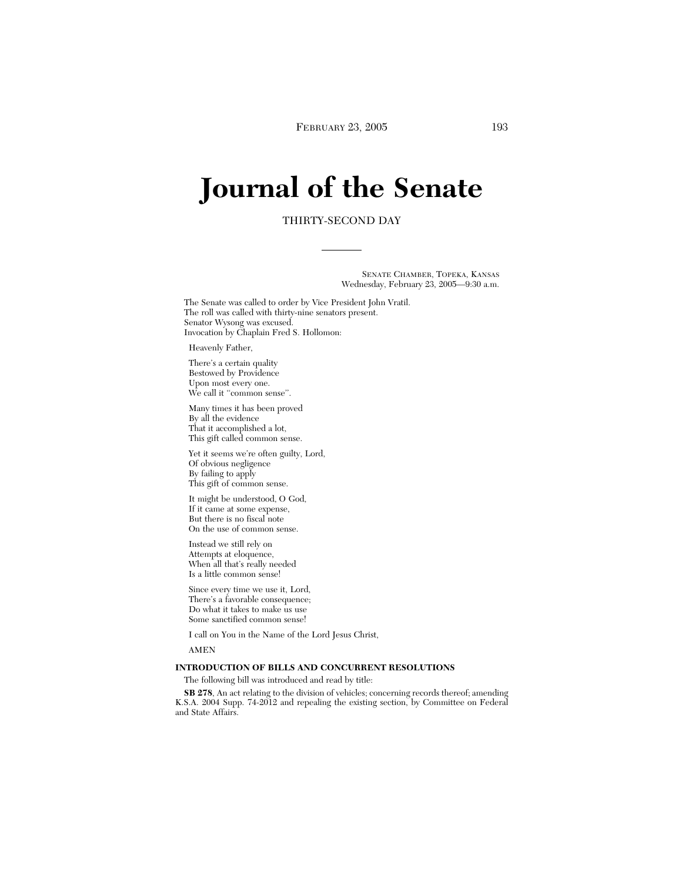# Journal of the Senate

THIRTY-SECOND DAY

SENATE CHAMBER, TOPEKA, KANSAS
Wednesday, February 23, 2005—9:30 a.m.

The Senate was called to order by Vice President John Vratil.
The roll was called with thirty-nine senators present.
Senator Wysong was excused.
Invocation by Chaplain Fred S. Hollomon:

Heavenly Father,

There's a certain quality
Bestowed by Providence
Upon most every one.
We call it "common sense".

Many times it has been proved
By all the evidence
That it accomplished a lot,
This gift called common sense.

Yet it seems we're often guilty, Lord,
Of obvious negligence
By failing to apply
This gift of common sense.

It might be understood, O God,
If it came at some expense,
But there is no fiscal note
On the use of common sense.

Instead we still rely on
Attempts at eloquence,
When all that's really needed
Is a little common sense!

Since every time we use it, Lord,
There's a favorable consequence;
Do what it takes to make us use
Some sanctified common sense!

I call on You in the Name of the Lord Jesus Christ,

AMEN

**INTRODUCTION OF BILLS AND CONCURRENT RESOLUTIONS**

The following bill was introduced and read by title:

**SB 278**, An act relating to the division of vehicles; concerning records thereof; amending K.S.A. 2004 Supp. 74-2012 and repealing the existing section, by Committee on Federal and State Affairs.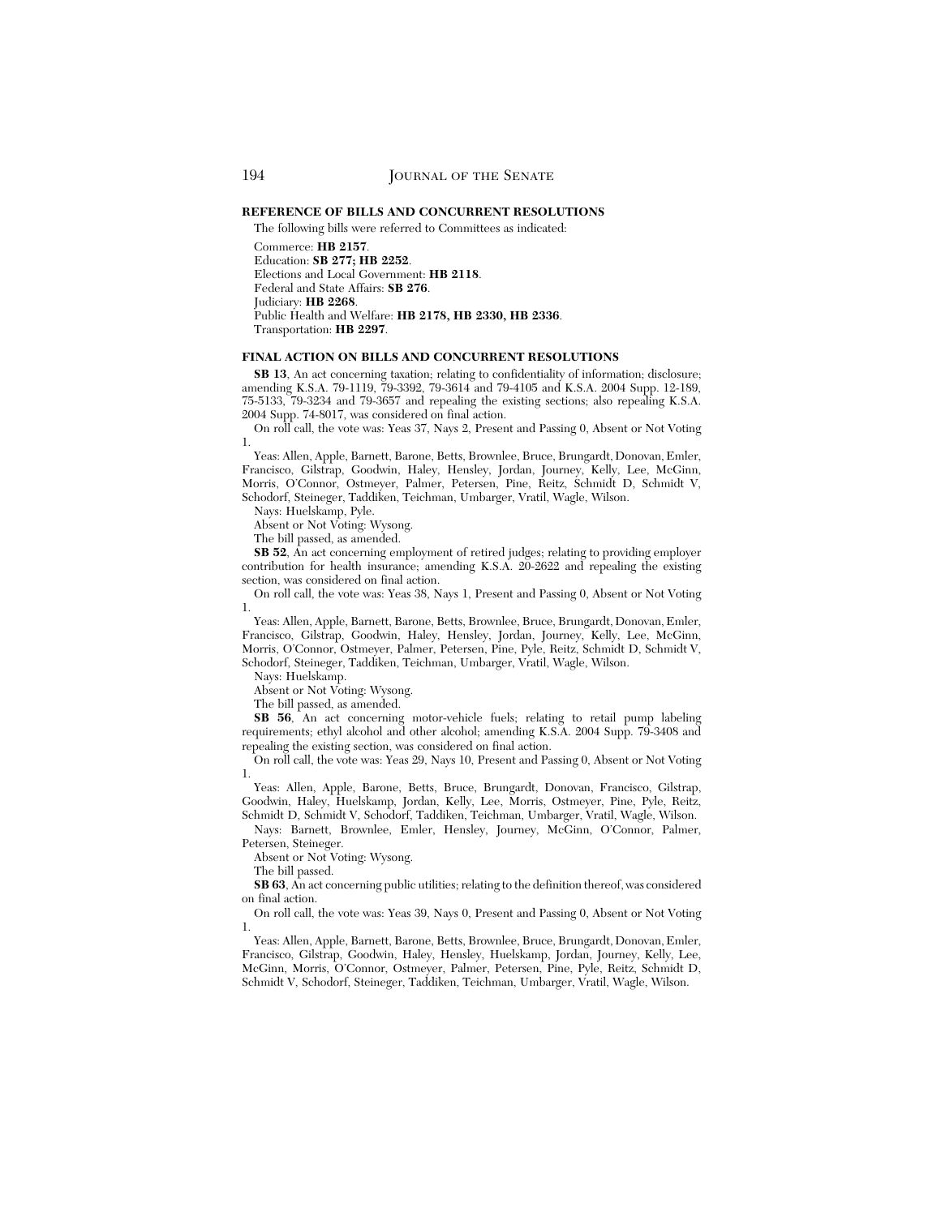**REFERENCE OF BILLS AND CONCURRENT RESOLUTIONS**

The following bills were referred to Committees as indicated:

Commerce: **HB 2157**.
Education: **SB 277; HB 2252**.
Elections and Local Government: **HB 2118**.
Federal and State Affairs: **SB 276**.
Judiciary: **HB 2268**.
Public Health and Welfare: **HB 2178, HB 2330, HB 2336**.
Transportation: **HB 2297**.

**FINAL ACTION ON BILLS AND CONCURRENT RESOLUTIONS**

**SB 13**, An act concerning taxation; relating to confidentiality of information; disclosure; amending K.S.A. 79-1119, 79-3392, 79-3614 and 79-4105 and K.S.A. 2004 Supp. 12-189, 75-5133, 79-3234 and 79-3657 and repealing the existing sections; also repealing K.S.A. 2004 Supp. 74-8017, was considered on final action.

On roll call, the vote was: Yeas 37, Nays 2, Present and Passing 0, Absent or Not Voting 1.

Yeas: Allen, Apple, Barnett, Barone, Betts, Brownlee, Bruce, Brungardt, Donovan, Emler, Francisco, Gilstrap, Goodwin, Haley, Hensley, Jordan, Journey, Kelly, Lee, McGinn, Morris, O'Connor, Ostmeyer, Palmer, Petersen, Pine, Reitz, Schmidt D, Schmidt V, Schodorf, Steineger, Taddiken, Teichman, Umbarger, Vratil, Wagle, Wilson.

Nays: Huelskamp, Pyle.

Absent or Not Voting: Wysong.

The bill passed, as amended.

**SB 52**, An act concerning employment of retired judges; relating to providing employer contribution for health insurance; amending K.S.A. 20-2622 and repealing the existing section, was considered on final action.

On roll call, the vote was: Yeas 38, Nays 1, Present and Passing 0, Absent or Not Voting 1.

Yeas: Allen, Apple, Barnett, Barone, Betts, Brownlee, Bruce, Brungardt, Donovan, Emler, Francisco, Gilstrap, Goodwin, Haley, Hensley, Jordan, Journey, Kelly, Lee, McGinn, Morris, O'Connor, Ostmeyer, Palmer, Petersen, Pine, Pyle, Reitz, Schmidt D, Schmidt V, Schodorf, Steineger, Taddiken, Teichman, Umbarger, Vratil, Wagle, Wilson.

Nays: Huelskamp.

Absent or Not Voting: Wysong.

The bill passed, as amended.

**SB 56**, An act concerning motor-vehicle fuels; relating to retail pump labeling requirements; ethyl alcohol and other alcohol; amending K.S.A. 2004 Supp. 79-3408 and repealing the existing section, was considered on final action.

On roll call, the vote was: Yeas 29, Nays 10, Present and Passing 0, Absent or Not Voting 1.

Yeas: Allen, Apple, Barone, Betts, Bruce, Brungardt, Donovan, Francisco, Gilstrap, Goodwin, Haley, Huelskamp, Jordan, Kelly, Lee, Morris, Ostmeyer, Pine, Pyle, Reitz, Schmidt D, Schmidt V, Schodorf, Taddiken, Teichman, Umbarger, Vratil, Wagle, Wilson.

Nays: Barnett, Brownlee, Emler, Hensley, Journey, McGinn, O'Connor, Palmer, Petersen, Steineger.

Absent or Not Voting: Wysong.

The bill passed.

**SB 63**, An act concerning public utilities; relating to the definition thereof, was considered on final action.

On roll call, the vote was: Yeas 39, Nays 0, Present and Passing 0, Absent or Not Voting 1.

Yeas: Allen, Apple, Barnett, Barone, Betts, Brownlee, Bruce, Brungardt, Donovan, Emler, Francisco, Gilstrap, Goodwin, Haley, Hensley, Huelskamp, Jordan, Journey, Kelly, Lee, McGinn, Morris, O'Connor, Ostmeyer, Palmer, Petersen, Pine, Pyle, Reitz, Schmidt D, Schmidt V, Schodorf, Steineger, Taddiken, Teichman, Umbarger, Vratil, Wagle, Wilson.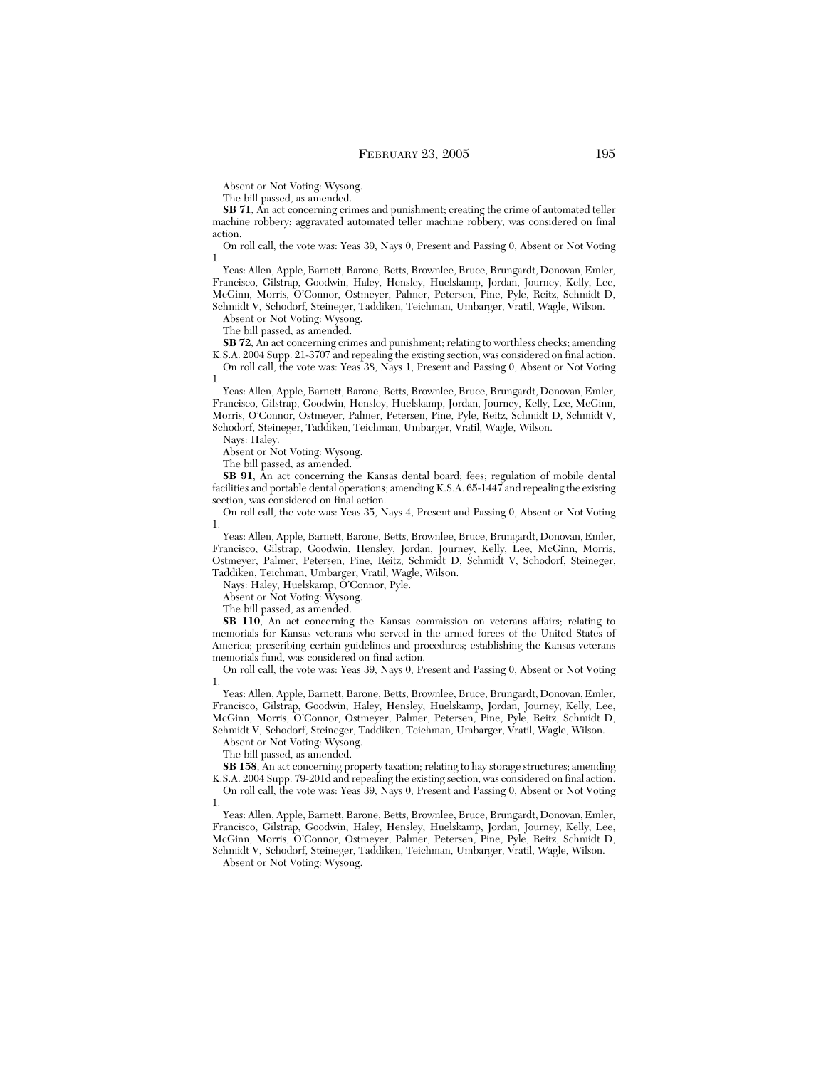Absent or Not Voting: Wysong.

The bill passed, as amended.

**SB 71**, An act concerning crimes and punishment; creating the crime of automated teller machine robbery; aggravated automated teller machine robbery, was considered on final action.

On roll call, the vote was: Yeas 39, Nays 0, Present and Passing 0, Absent or Not Voting 1.

Yeas: Allen, Apple, Barnett, Barone, Betts, Brownlee, Bruce, Brungardt, Donovan, Emler, Francisco, Gilstrap, Goodwin, Haley, Hensley, Huelskamp, Jordan, Journey, Kelly, Lee, McGinn, Morris, O'Connor, Ostmeyer, Palmer, Petersen, Pine, Pyle, Reitz, Schmidt D, Schmidt V, Schodorf, Steineger, Taddiken, Teichman, Umbarger, Vratil, Wagle, Wilson.

Absent or Not Voting: Wysong.

The bill passed, as amended.

**SB 72**, An act concerning crimes and punishment; relating to worthless checks; amending K.S.A. 2004 Supp. 21-3707 and repealing the existing section, was considered on final action.

On roll call, the vote was: Yeas 38, Nays 1, Present and Passing 0, Absent or Not Voting 1.

Yeas: Allen, Apple, Barnett, Barone, Betts, Brownlee, Bruce, Brungardt, Donovan, Emler, Francisco, Gilstrap, Goodwin, Hensley, Huelskamp, Jordan, Journey, Kelly, Lee, McGinn, Morris, O'Connor, Ostmeyer, Palmer, Petersen, Pine, Pyle, Reitz, Schmidt D, Schmidt V, Schodorf, Steineger, Taddiken, Teichman, Umbarger, Vratil, Wagle, Wilson.

Nays: Haley.

Absent or Not Voting: Wysong.

The bill passed, as amended.

**SB 91**, An act concerning the Kansas dental board; fees; regulation of mobile dental facilities and portable dental operations; amending K.S.A. 65-1447 and repealing the existing section, was considered on final action.

On roll call, the vote was: Yeas 35, Nays 4, Present and Passing 0, Absent or Not Voting 1.

Yeas: Allen, Apple, Barnett, Barone, Betts, Brownlee, Bruce, Brungardt, Donovan, Emler, Francisco, Gilstrap, Goodwin, Hensley, Jordan, Journey, Kelly, Lee, McGinn, Morris, Ostmeyer, Palmer, Petersen, Pine, Reitz, Schmidt D, Schmidt V, Schodorf, Steineger, Taddiken, Teichman, Umbarger, Vratil, Wagle, Wilson.

Nays: Haley, Huelskamp, O'Connor, Pyle.

Absent or Not Voting: Wysong.

The bill passed, as amended.

**SB 110**, An act concerning the Kansas commission on veterans affairs; relating to memorials for Kansas veterans who served in the armed forces of the United States of America; prescribing certain guidelines and procedures; establishing the Kansas veterans memorials fund, was considered on final action.

On roll call, the vote was: Yeas 39, Nays 0, Present and Passing 0, Absent or Not Voting 1.

Yeas: Allen, Apple, Barnett, Barone, Betts, Brownlee, Bruce, Brungardt, Donovan, Emler, Francisco, Gilstrap, Goodwin, Haley, Hensley, Huelskamp, Jordan, Journey, Kelly, Lee, McGinn, Morris, O'Connor, Ostmeyer, Palmer, Petersen, Pine, Pyle, Reitz, Schmidt D, Schmidt V, Schodorf, Steineger, Taddiken, Teichman, Umbarger, Vratil, Wagle, Wilson.

Absent or Not Voting: Wysong.

The bill passed, as amended.

**SB 158**, An act concerning property taxation; relating to hay storage structures; amending K.S.A. 2004 Supp. 79-201d and repealing the existing section, was considered on final action.

On roll call, the vote was: Yeas 39, Nays 0, Present and Passing 0, Absent or Not Voting 1.

Yeas: Allen, Apple, Barnett, Barone, Betts, Brownlee, Bruce, Brungardt, Donovan, Emler, Francisco, Gilstrap, Goodwin, Haley, Hensley, Huelskamp, Jordan, Journey, Kelly, Lee, McGinn, Morris, O'Connor, Ostmeyer, Palmer, Petersen, Pine, Pyle, Reitz, Schmidt D, Schmidt V, Schodorf, Steineger, Taddiken, Teichman, Umbarger, Vratil, Wagle, Wilson.

Absent or Not Voting: Wysong.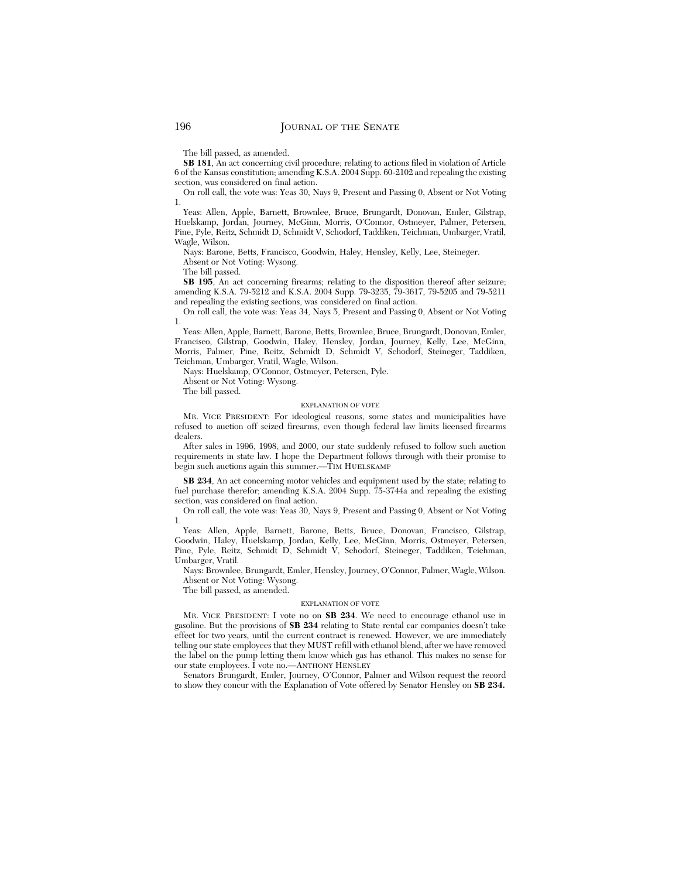The bill passed, as amended.

**SB 181**, An act concerning civil procedure; relating to actions filed in violation of Article 6 of the Kansas constitution; amending K.S.A. 2004 Supp. 60-2102 and repealing the existing section, was considered on final action.

On roll call, the vote was: Yeas 30, Nays 9, Present and Passing 0, Absent or Not Voting 1.

Yeas: Allen, Apple, Barnett, Brownlee, Bruce, Brungardt, Donovan, Emler, Gilstrap, Huelskamp, Jordan, Journey, McGinn, Morris, O'Connor, Ostmeyer, Palmer, Petersen, Pine, Pyle, Reitz, Schmidt D, Schmidt V, Schodorf, Taddiken, Teichman, Umbarger, Vratil, Wagle, Wilson.

Nays: Barone, Betts, Francisco, Goodwin, Haley, Hensley, Kelly, Lee, Steineger.

Absent or Not Voting: Wysong.

The bill passed.

**SB 195**, An act concerning firearms; relating to the disposition thereof after seizure; amending K.S.A. 79-5212 and K.S.A. 2004 Supp. 79-3235, 79-3617, 79-5205 and 79-5211 and repealing the existing sections, was considered on final action.

On roll call, the vote was: Yeas 34, Nays 5, Present and Passing 0, Absent or Not Voting 1.

Yeas: Allen, Apple, Barnett, Barone, Betts, Brownlee, Bruce, Brungardt, Donovan, Emler, Francisco, Gilstrap, Goodwin, Haley, Hensley, Jordan, Journey, Kelly, Lee, McGinn, Morris, Palmer, Pine, Reitz, Schmidt D, Schmidt V, Schodorf, Steineger, Taddiken, Teichman, Umbarger, Vratil, Wagle, Wilson.

Nays: Huelskamp, O'Connor, Ostmeyer, Petersen, Pyle.

Absent or Not Voting: Wysong.

The bill passed.

EXPLANATION OF VOTE

MR. VICE PRESIDENT: For ideological reasons, some states and municipalities have refused to auction off seized firearms, even though federal law limits licensed firearms dealers.

After sales in 1996, 1998, and 2000, our state suddenly refused to follow such auction requirements in state law. I hope the Department follows through with their promise to begin such auctions again this summer.—TIM HUELSKAMP

**SB 234**, An act concerning motor vehicles and equipment used by the state; relating to fuel purchase therefor; amending K.S.A. 2004 Supp. 75-3744a and repealing the existing section, was considered on final action.

On roll call, the vote was: Yeas 30, Nays 9, Present and Passing 0, Absent or Not Voting 1.

Yeas: Allen, Apple, Barnett, Barone, Betts, Bruce, Donovan, Francisco, Gilstrap, Goodwin, Haley, Huelskamp, Jordan, Kelly, Lee, McGinn, Morris, Ostmeyer, Petersen, Pine, Pyle, Reitz, Schmidt D, Schmidt V, Schodorf, Steineger, Taddiken, Teichman, Umbarger, Vratil.

Nays: Brownlee, Brungardt, Emler, Hensley, Journey, O'Connor, Palmer, Wagle, Wilson.

Absent or Not Voting: Wysong.

The bill passed, as amended.

EXPLANATION OF VOTE

MR. VICE PRESIDENT: I vote no on **SB 234**. We need to encourage ethanol use in gasoline. But the provisions of **SB 234** relating to State rental car companies doesn't take effect for two years, until the current contract is renewed. However, we are immediately telling our state employees that they MUST refill with ethanol blend, after we have removed the label on the pump letting them know which gas has ethanol. This makes no sense for our state employees. I vote no.—ANTHONY HENSLEY

Senators Brungardt, Emler, Journey, O'Connor, Palmer and Wilson request the record to show they concur with the Explanation of Vote offered by Senator Hensley on **SB 234.**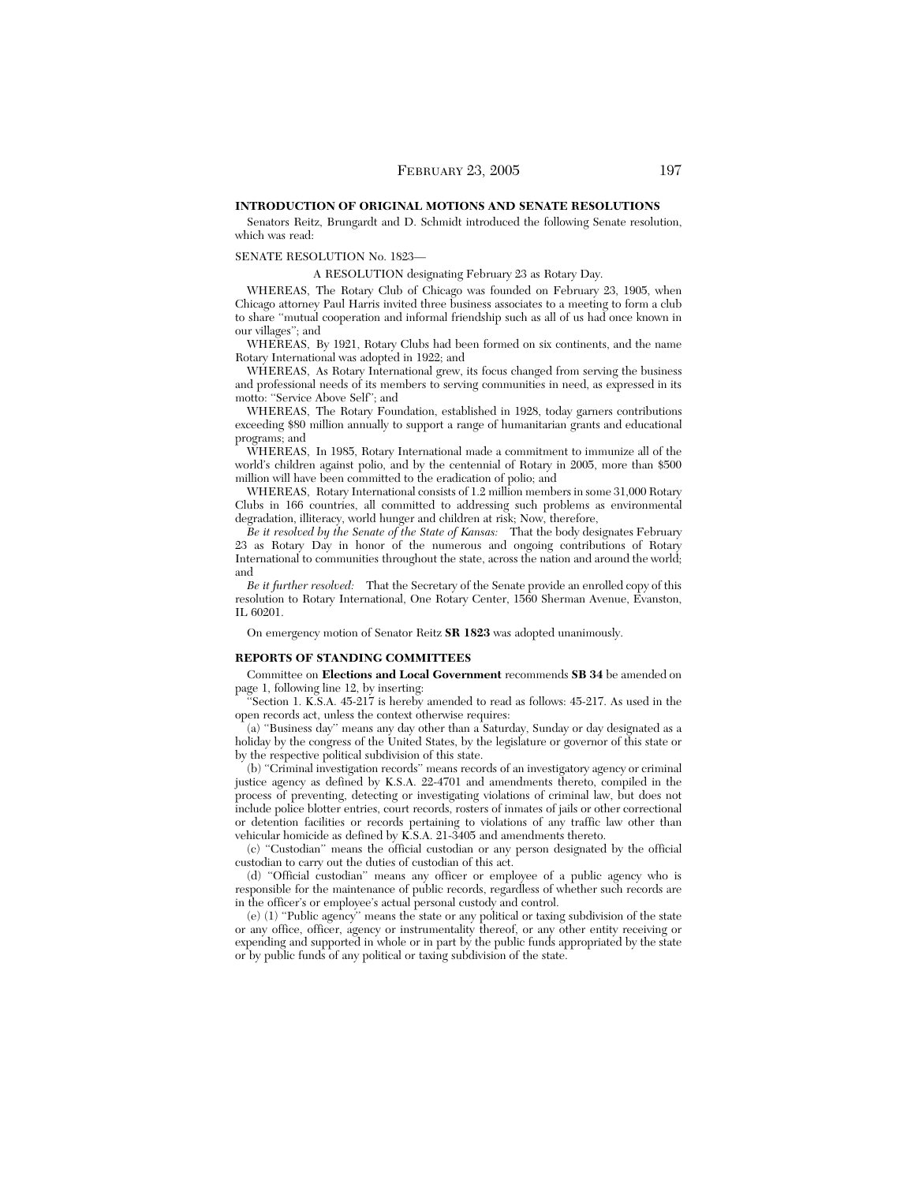**INTRODUCTION OF ORIGINAL MOTIONS AND SENATE RESOLUTIONS**

Senators Reitz, Brungardt and D. Schmidt introduced the following Senate resolution, which was read:

SENATE RESOLUTION No. 1823—

A RESOLUTION designating February 23 as Rotary Day.

WHEREAS, The Rotary Club of Chicago was founded on February 23, 1905, when Chicago attorney Paul Harris invited three business associates to a meeting to form a club to share ''mutual cooperation and informal friendship such as all of us had once known in our villages''; and

WHEREAS, By 1921, Rotary Clubs had been formed on six continents, and the name Rotary International was adopted in 1922; and

WHEREAS, As Rotary International grew, its focus changed from serving the business and professional needs of its members to serving communities in need, as expressed in its motto: ''Service Above Self''; and

WHEREAS, The Rotary Foundation, established in 1928, today garners contributions exceeding $80 million annually to support a range of humanitarian grants and educational programs; and

WHEREAS, In 1985, Rotary International made a commitment to immunize all of the world's children against polio, and by the centennial of Rotary in 2005, more than $500 million will have been committed to the eradication of polio; and

WHEREAS, Rotary International consists of 1.2 million members in some 31,000 Rotary Clubs in 166 countries, all committed to addressing such problems as environmental degradation, illiteracy, world hunger and children at risk; Now, therefore,

*Be it resolved by the Senate of the State of Kansas:* That the body designates February 23 as Rotary Day in honor of the numerous and ongoing contributions of Rotary International to communities throughout the state, across the nation and around the world; and

*Be it further resolved:* That the Secretary of the Senate provide an enrolled copy of this resolution to Rotary International, One Rotary Center, 1560 Sherman Avenue, Evanston, IL 60201.

On emergency motion of Senator Reitz **SR 1823** was adopted unanimously.

**REPORTS OF STANDING COMMITTEES**

Committee on **Elections and Local Government** recommends **SB 34** be amended on page 1, following line 12, by inserting:

''Section 1. K.S.A. 45-217 is hereby amended to read as follows: 45-217. As used in the open records act, unless the context otherwise requires:

(a) ''Business day'' means any day other than a Saturday, Sunday or day designated as a holiday by the congress of the United States, by the legislature or governor of this state or by the respective political subdivision of this state.

(b) ''Criminal investigation records'' means records of an investigatory agency or criminal justice agency as defined by K.S.A. 22-4701 and amendments thereto, compiled in the process of preventing, detecting or investigating violations of criminal law, but does not include police blotter entries, court records, rosters of inmates of jails or other correctional or detention facilities or records pertaining to violations of any traffic law other than vehicular homicide as defined by K.S.A. 21-3405 and amendments thereto.

(c) ''Custodian'' means the official custodian or any person designated by the official custodian to carry out the duties of custodian of this act.

(d) ''Official custodian'' means any officer or employee of a public agency who is responsible for the maintenance of public records, regardless of whether such records are in the officer's or employee's actual personal custody and control.

(e) (1) ''Public agency'' means the state or any political or taxing subdivision of the state or any office, officer, agency or instrumentality thereof, or any other entity receiving or expending and supported in whole or in part by the public funds appropriated by the state or by public funds of any political or taxing subdivision of the state.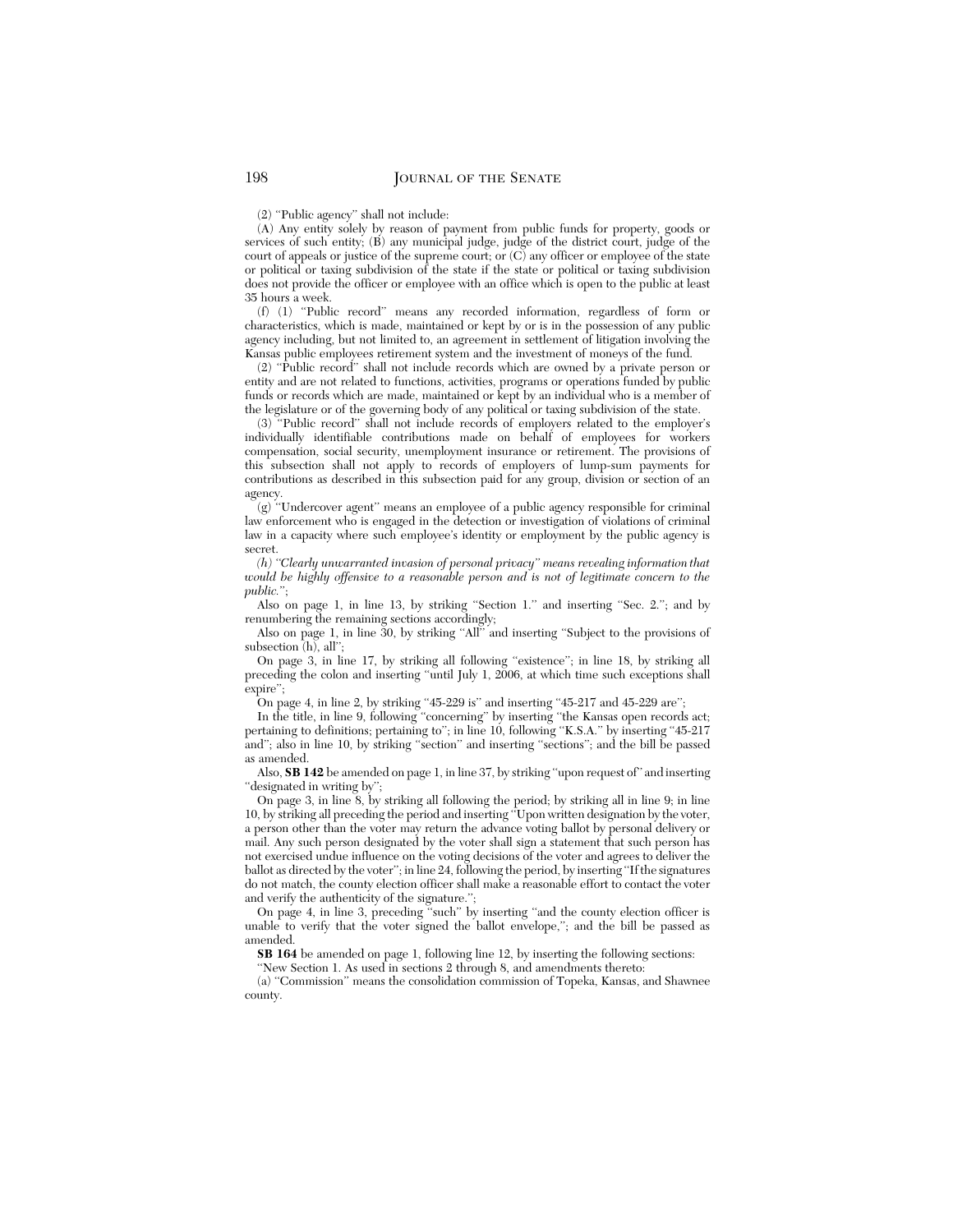(2) "Public agency" shall not include:

(A) Any entity solely by reason of payment from public funds for property, goods or services of such entity; (B) any municipal judge, judge of the district court, judge of the court of appeals or justice of the supreme court; or (C) any officer or employee of the state or political or taxing subdivision of the state if the state or political or taxing subdivision does not provide the officer or employee with an office which is open to the public at least 35 hours a week.

(f) (1) "Public record" means any recorded information, regardless of form or characteristics, which is made, maintained or kept by or is in the possession of any public agency including, but not limited to, an agreement in settlement of litigation involving the Kansas public employees retirement system and the investment of moneys of the fund.

(2) "Public record" shall not include records which are owned by a private person or entity and are not related to functions, activities, programs or operations funded by public funds or records which are made, maintained or kept by an individual who is a member of the legislature or of the governing body of any political or taxing subdivision of the state.

(3) "Public record" shall not include records of employers related to the employer's individually identifiable contributions made on behalf of employees for workers compensation, social security, unemployment insurance or retirement. The provisions of this subsection shall not apply to records of employers of lump-sum payments for contributions as described in this subsection paid for any group, division or section of an agency.

(g) "Undercover agent" means an employee of a public agency responsible for criminal law enforcement who is engaged in the detection or investigation of violations of criminal law in a capacity where such employee's identity or employment by the public agency is secret.

*(h) "Clearly unwarranted invasion of personal privacy" means revealing information that would be highly offensive to a reasonable person and is not of legitimate concern to the public.*";

Also on page 1, in line 13, by striking "Section 1." and inserting "Sec. 2."; and by renumbering the remaining sections accordingly;

Also on page 1, in line 30, by striking "All" and inserting "Subject to the provisions of subsection (h), all";

On page 3, in line 17, by striking all following "existence"; in line 18, by striking all preceding the colon and inserting "until July 1, 2006, at which time such exceptions shall expire";

On page 4, in line 2, by striking "45-229 is" and inserting "45-217 and 45-229 are";

In the title, in line 9, following "concerning" by inserting "the Kansas open records act; pertaining to definitions; pertaining to"; in line 10, following "K.S.A." by inserting "45-217 and"; also in line 10, by striking "section" and inserting "sections"; and the bill be passed as amended.

Also, **SB 142** be amended on page 1, in line 37, by striking "upon request of" and inserting "designated in writing by";

On page 3, in line 8, by striking all following the period; by striking all in line 9; in line 10, by striking all preceding the period and inserting "Upon written designation by the voter, a person other than the voter may return the advance voting ballot by personal delivery or mail. Any such person designated by the voter shall sign a statement that such person has not exercised undue influence on the voting decisions of the voter and agrees to deliver the ballot as directed by the voter"; in line 24, following the period, by inserting "If the signatures do not match, the county election officer shall make a reasonable effort to contact the voter and verify the authenticity of the signature.";

On page 4, in line 3, preceding "such" by inserting "and the county election officer is unable to verify that the voter signed the ballot envelope,"; and the bill be passed as amended.

**SB 164** be amended on page 1, following line 12, by inserting the following sections:

"New Section 1. As used in sections 2 through 8, and amendments thereto:

(a) "Commission" means the consolidation commission of Topeka, Kansas, and Shawnee county.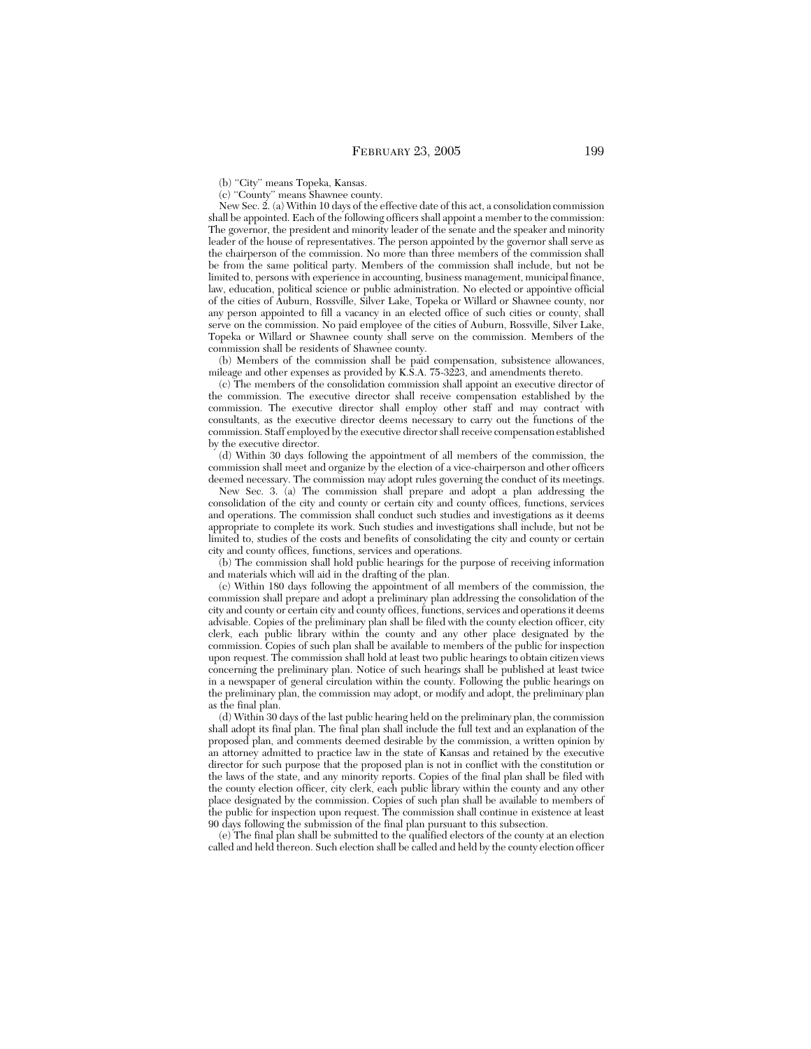(b) "City" means Topeka, Kansas.

(c) "County" means Shawnee county.

New Sec. 2. (a) Within 10 days of the effective date of this act, a consolidation commission shall be appointed. Each of the following officers shall appoint a member to the commission: The governor, the president and minority leader of the senate and the speaker and minority leader of the house of representatives. The person appointed by the governor shall serve as the chairperson of the commission. No more than three members of the commission shall be from the same political party. Members of the commission shall include, but not be limited to, persons with experience in accounting, business management, municipal finance, law, education, political science or public administration. No elected or appointive official of the cities of Auburn, Rossville, Silver Lake, Topeka or Willard or Shawnee county, nor any person appointed to fill a vacancy in an elected office of such cities or county, shall serve on the commission. No paid employee of the cities of Auburn, Rossville, Silver Lake, Topeka or Willard or Shawnee county shall serve on the commission. Members of the commission shall be residents of Shawnee county.

(b) Members of the commission shall be paid compensation, subsistence allowances, mileage and other expenses as provided by K.S.A. 75-3223, and amendments thereto.

(c) The members of the consolidation commission shall appoint an executive director of the commission. The executive director shall receive compensation established by the commission. The executive director shall employ other staff and may contract with consultants, as the executive director deems necessary to carry out the functions of the commission. Staff employed by the executive director shall receive compensation established by the executive director.

(d) Within 30 days following the appointment of all members of the commission, the commission shall meet and organize by the election of a vice-chairperson and other officers deemed necessary. The commission may adopt rules governing the conduct of its meetings.

New Sec. 3. (a) The commission shall prepare and adopt a plan addressing the consolidation of the city and county or certain city and county offices, functions, services and operations. The commission shall conduct such studies and investigations as it deems appropriate to complete its work. Such studies and investigations shall include, but not be limited to, studies of the costs and benefits of consolidating the city and county or certain city and county offices, functions, services and operations.

(b) The commission shall hold public hearings for the purpose of receiving information and materials which will aid in the drafting of the plan.

(c) Within 180 days following the appointment of all members of the commission, the commission shall prepare and adopt a preliminary plan addressing the consolidation of the city and county or certain city and county offices, functions, services and operations it deems advisable. Copies of the preliminary plan shall be filed with the county election officer, city clerk, each public library within the county and any other place designated by the commission. Copies of such plan shall be available to members of the public for inspection upon request. The commission shall hold at least two public hearings to obtain citizen views concerning the preliminary plan. Notice of such hearings shall be published at least twice in a newspaper of general circulation within the county. Following the public hearings on the preliminary plan, the commission may adopt, or modify and adopt, the preliminary plan as the final plan.

(d) Within 30 days of the last public hearing held on the preliminary plan, the commission shall adopt its final plan. The final plan shall include the full text and an explanation of the proposed plan, and comments deemed desirable by the commission, a written opinion by an attorney admitted to practice law in the state of Kansas and retained by the executive director for such purpose that the proposed plan is not in conflict with the constitution or the laws of the state, and any minority reports. Copies of the final plan shall be filed with the county election officer, city clerk, each public library within the county and any other place designated by the commission. Copies of such plan shall be available to members of the public for inspection upon request. The commission shall continue in existence at least 90 days following the submission of the final plan pursuant to this subsection.

(e) The final plan shall be submitted to the qualified electors of the county at an election called and held thereon. Such election shall be called and held by the county election officer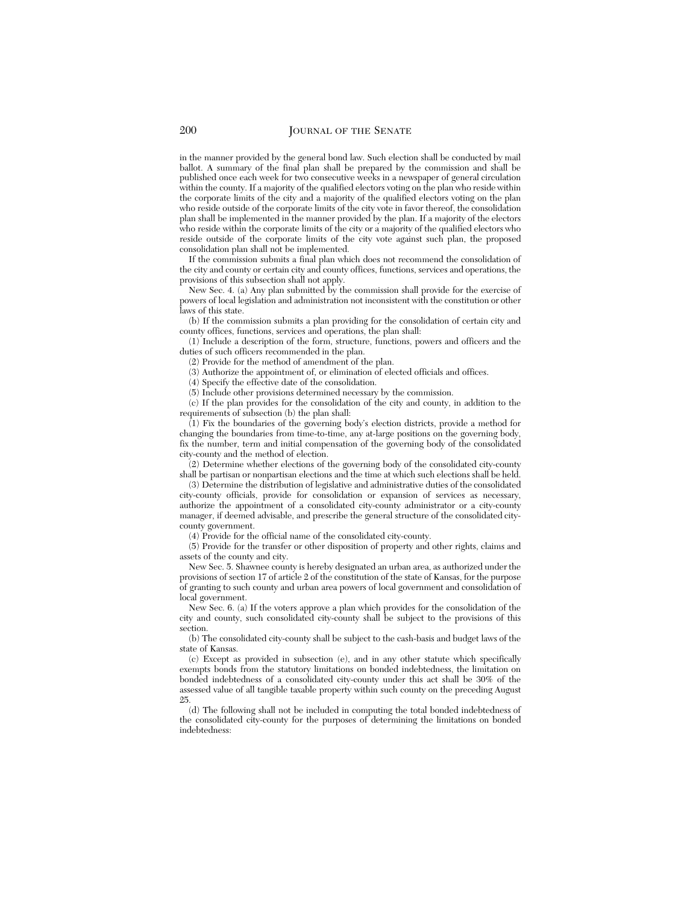in the manner provided by the general bond law. Such election shall be conducted by mail ballot. A summary of the final plan shall be prepared by the commission and shall be published once each week for two consecutive weeks in a newspaper of general circulation within the county. If a majority of the qualified electors voting on the plan who reside within the corporate limits of the city and a majority of the qualified electors voting on the plan who reside outside of the corporate limits of the city vote in favor thereof, the consolidation plan shall be implemented in the manner provided by the plan. If a majority of the electors who reside within the corporate limits of the city or a majority of the qualified electors who reside outside of the corporate limits of the city vote against such plan, the proposed consolidation plan shall not be implemented.

If the commission submits a final plan which does not recommend the consolidation of the city and county or certain city and county offices, functions, services and operations, the provisions of this subsection shall not apply.

New Sec. 4. (a) Any plan submitted by the commission shall provide for the exercise of powers of local legislation and administration not inconsistent with the constitution or other laws of this state.

(b) If the commission submits a plan providing for the consolidation of certain city and county offices, functions, services and operations, the plan shall:

(1) Include a description of the form, structure, functions, powers and officers and the duties of such officers recommended in the plan.

(2) Provide for the method of amendment of the plan.

(3) Authorize the appointment of, or elimination of elected officials and offices.

(4) Specify the effective date of the consolidation.

(5) Include other provisions determined necessary by the commission.

(c) If the plan provides for the consolidation of the city and county, in addition to the requirements of subsection (b) the plan shall:

(1) Fix the boundaries of the governing body's election districts, provide a method for changing the boundaries from time-to-time, any at-large positions on the governing body, fix the number, term and initial compensation of the governing body of the consolidated city-county and the method of election.

(2) Determine whether elections of the governing body of the consolidated city-county shall be partisan or nonpartisan elections and the time at which such elections shall be held.

(3) Determine the distribution of legislative and administrative duties of the consolidated city-county officials, provide for consolidation or expansion of services as necessary, authorize the appointment of a consolidated city-county administrator or a city-county manager, if deemed advisable, and prescribe the general structure of the consolidated city-county government.

(4) Provide for the official name of the consolidated city-county.

(5) Provide for the transfer or other disposition of property and other rights, claims and assets of the county and city.

New Sec. 5. Shawnee county is hereby designated an urban area, as authorized under the provisions of section 17 of article 2 of the constitution of the state of Kansas, for the purpose of granting to such county and urban area powers of local government and consolidation of local government.

New Sec. 6. (a) If the voters approve a plan which provides for the consolidation of the city and county, such consolidated city-county shall be subject to the provisions of this section.

(b) The consolidated city-county shall be subject to the cash-basis and budget laws of the state of Kansas.

(c) Except as provided in subsection (e), and in any other statute which specifically exempts bonds from the statutory limitations on bonded indebtedness, the limitation on bonded indebtedness of a consolidated city-county under this act shall be 30% of the assessed value of all tangible taxable property within such county on the preceding August 25.

(d) The following shall not be included in computing the total bonded indebtedness of the consolidated city-county for the purposes of determining the limitations on bonded indebtedness: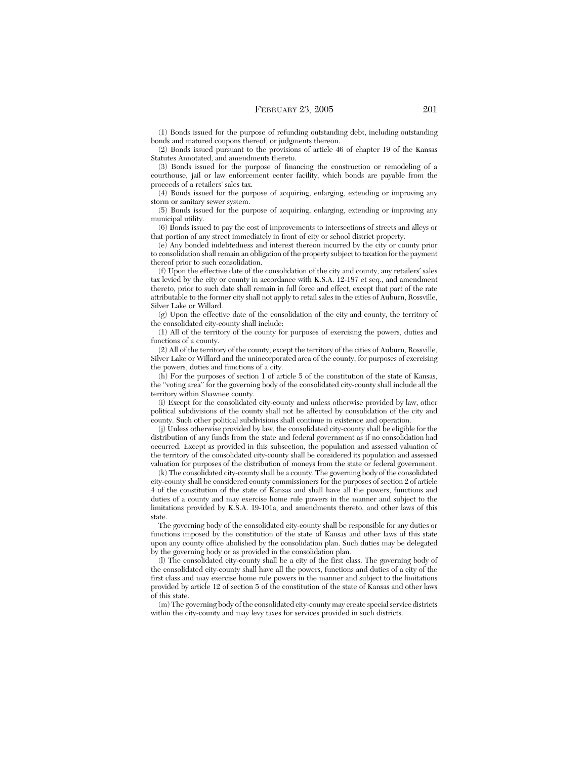(1) Bonds issued for the purpose of refunding outstanding debt, including outstanding bonds and matured coupons thereof, or judgments thereon.

(2) Bonds issued pursuant to the provisions of article 46 of chapter 19 of the Kansas Statutes Annotated, and amendments thereto.

(3) Bonds issued for the purpose of financing the construction or remodeling of a courthouse, jail or law enforcement center facility, which bonds are payable from the proceeds of a retailers' sales tax.

(4) Bonds issued for the purpose of acquiring, enlarging, extending or improving any storm or sanitary sewer system.

(5) Bonds issued for the purpose of acquiring, enlarging, extending or improving any municipal utility.

(6) Bonds issued to pay the cost of improvements to intersections of streets and alleys or that portion of any street immediately in front of city or school district property.

(e) Any bonded indebtedness and interest thereon incurred by the city or county prior to consolidation shall remain an obligation of the property subject to taxation for the payment thereof prior to such consolidation.

(f) Upon the effective date of the consolidation of the city and county, any retailers' sales tax levied by the city or county in accordance with K.S.A. 12-187 et seq., and amendment thereto, prior to such date shall remain in full force and effect, except that part of the rate attributable to the former city shall not apply to retail sales in the cities of Auburn, Rossville, Silver Lake or Willard.

(g) Upon the effective date of the consolidation of the city and county, the territory of the consolidated city-county shall include:

(1) All of the territory of the county for purposes of exercising the powers, duties and functions of a county.

(2) All of the territory of the county, except the territory of the cities of Auburn, Rossville, Silver Lake or Willard and the unincorporated area of the county, for purposes of exercising the powers, duties and functions of a city.

(h) For the purposes of section 1 of article 5 of the constitution of the state of Kansas, the ''voting area'' for the governing body of the consolidated city-county shall include all the territory within Shawnee county.

(i) Except for the consolidated city-county and unless otherwise provided by law, other political subdivisions of the county shall not be affected by consolidation of the city and county. Such other political subdivisions shall continue in existence and operation.

(j) Unless otherwise provided by law, the consolidated city-county shall be eligible for the distribution of any funds from the state and federal government as if no consolidation had occurred. Except as provided in this subsection, the population and assessed valuation of the territory of the consolidated city-county shall be considered its population and assessed valuation for purposes of the distribution of moneys from the state or federal government.

(k) The consolidated city-county shall be a county. The governing body of the consolidated city-county shall be considered county commissioners for the purposes of section 2 of article 4 of the constitution of the state of Kansas and shall have all the powers, functions and duties of a county and may exercise home rule powers in the manner and subject to the limitations provided by K.S.A. 19-101a, and amendments thereto, and other laws of this state.

The governing body of the consolidated city-county shall be responsible for any duties or functions imposed by the constitution of the state of Kansas and other laws of this state upon any county office abolished by the consolidation plan. Such duties may be delegated by the governing body or as provided in the consolidation plan.

(l) The consolidated city-county shall be a city of the first class. The governing body of the consolidated city-county shall have all the powers, functions and duties of a city of the first class and may exercise home rule powers in the manner and subject to the limitations provided by article 12 of section 5 of the constitution of the state of Kansas and other laws of this state.

(m) The governing body of the consolidated city-county may create special service districts within the city-county and may levy taxes for services provided in such districts.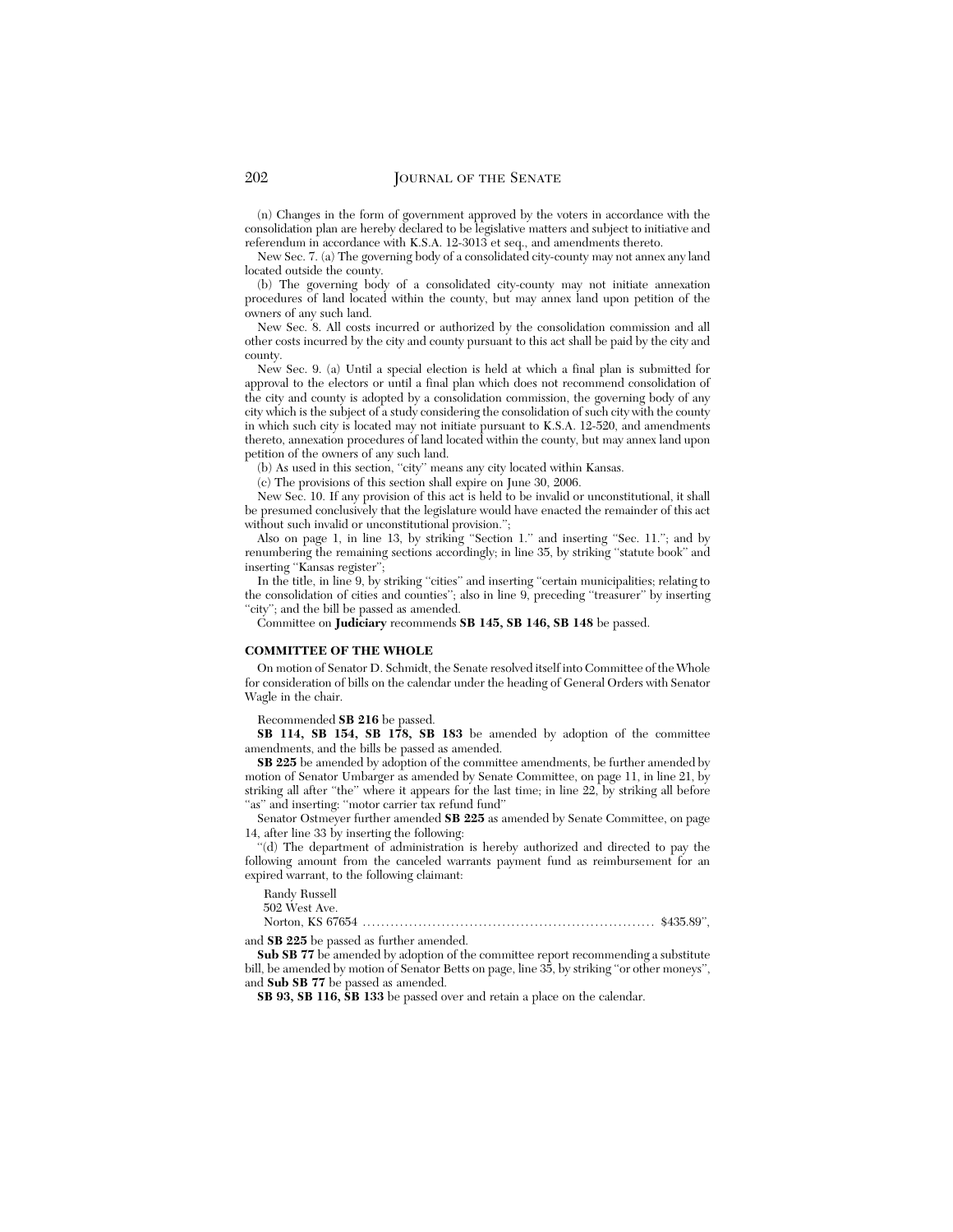(n) Changes in the form of government approved by the voters in accordance with the consolidation plan are hereby declared to be legislative matters and subject to initiative and referendum in accordance with K.S.A. 12-3013 et seq., and amendments thereto.

New Sec. 7. (a) The governing body of a consolidated city-county may not annex any land located outside the county.

(b) The governing body of a consolidated city-county may not initiate annexation procedures of land located within the county, but may annex land upon petition of the owners of any such land.

New Sec. 8. All costs incurred or authorized by the consolidation commission and all other costs incurred by the city and county pursuant to this act shall be paid by the city and county.

New Sec. 9. (a) Until a special election is held at which a final plan is submitted for approval to the electors or until a final plan which does not recommend consolidation of the city and county is adopted by a consolidation commission, the governing body of any city which is the subject of a study considering the consolidation of such city with the county in which such city is located may not initiate pursuant to K.S.A. 12-520, and amendments thereto, annexation procedures of land located within the county, but may annex land upon petition of the owners of any such land.

(b) As used in this section, ''city'' means any city located within Kansas.

(c) The provisions of this section shall expire on June 30, 2006.

New Sec. 10. If any provision of this act is held to be invalid or unconstitutional, it shall be presumed conclusively that the legislature would have enacted the remainder of this act without such invalid or unconstitutional provision.'';

Also on page 1, in line 13, by striking ''Section 1.'' and inserting ''Sec. 11.''; and by renumbering the remaining sections accordingly; in line 35, by striking ''statute book'' and inserting ''Kansas register'';

In the title, in line 9, by striking ''cities'' and inserting ''certain municipalities; relating to the consolidation of cities and counties''; also in line 9, preceding ''treasurer'' by inserting ''city''; and the bill be passed as amended.

Committee on **Judiciary** recommends **SB 145, SB 146, SB 148** be passed.

## COMMITTEE OF THE WHOLE

On motion of Senator D. Schmidt, the Senate resolved itself into Committee of the Whole for consideration of bills on the calendar under the heading of General Orders with Senator Wagle in the chair.

Recommended **SB 216** be passed.

**SB 114, SB 154, SB 178, SB 183** be amended by adoption of the committee amendments, and the bills be passed as amended.

**SB 225** be amended by adoption of the committee amendments, be further amended by motion of Senator Umbarger as amended by Senate Committee, on page 11, in line 21, by striking all after ''the'' where it appears for the last time; in line 22, by striking all before ''as'' and inserting: ''motor carrier tax refund fund''

Senator Ostmeyer further amended **SB 225** as amended by Senate Committee, on page 14, after line 33 by inserting the following:

''(d) The department of administration is hereby authorized and directed to pay the following amount from the canceled warrants payment fund as reimbursement for an expired warrant, to the following claimant:

Randy Russell
502 West Ave.
Norton, KS 67654 .............................................................. $435.89'',

and **SB 225** be passed as further amended.

**Sub SB 77** be amended by adoption of the committee report recommending a substitute bill, be amended by motion of Senator Betts on page, line 35, by striking ''or other moneys'', and **Sub SB 77** be passed as amended.

**SB 93, SB 116, SB 133** be passed over and retain a place on the calendar.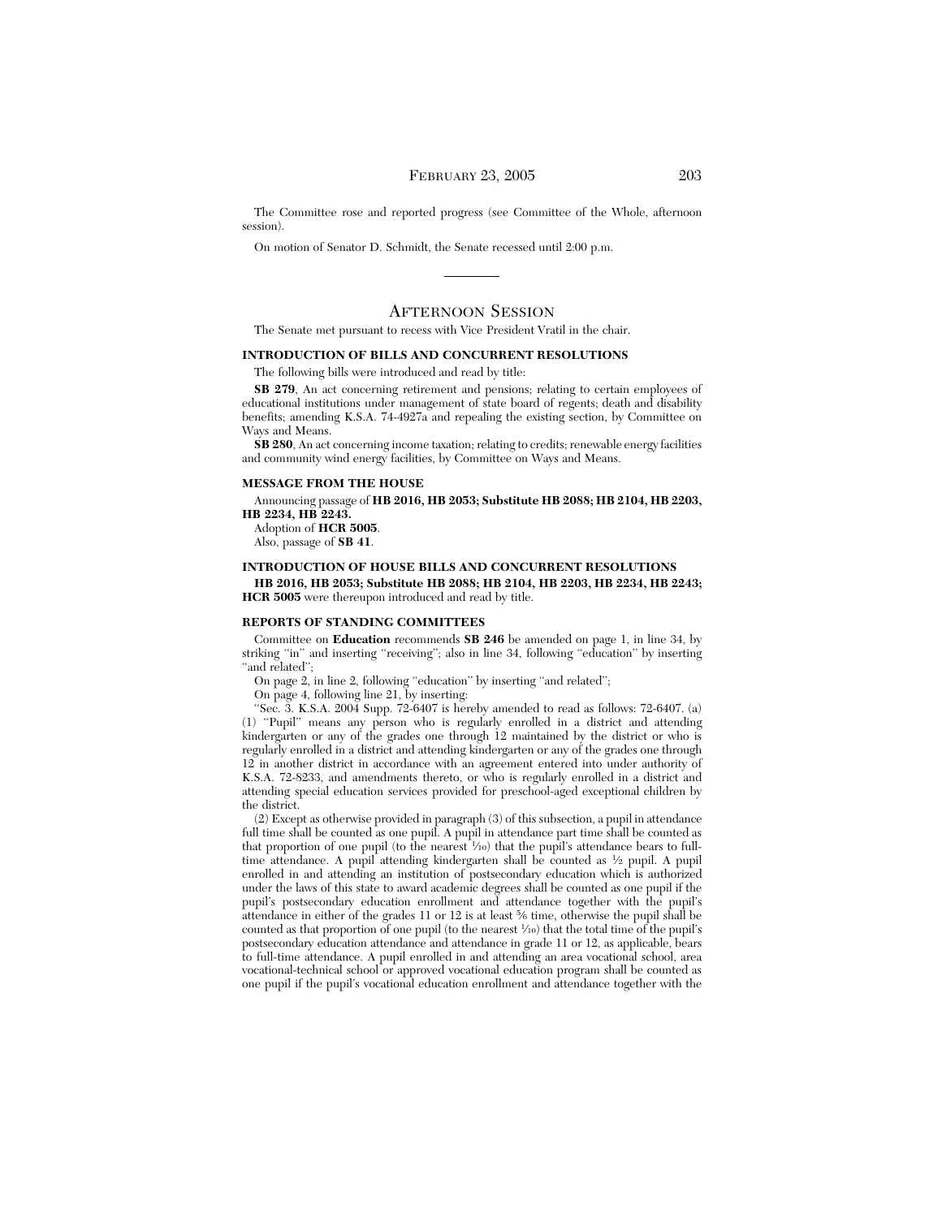The Committee rose and reported progress (see Committee of the Whole, afternoon session).

On motion of Senator D. Schmidt, the Senate recessed until 2:00 p.m.

---

## AFTERNOON SESSION

The Senate met pursuant to recess with Vice President Vratil in the chair.

### INTRODUCTION OF BILLS AND CONCURRENT RESOLUTIONS

The following bills were introduced and read by title:

**SB 279**, An act concerning retirement and pensions; relating to certain employees of educational institutions under management of state board of regents; death and disability benefits; amending K.S.A. 74-4927a and repealing the existing section, by Committee on Ways and Means.

**SB 280**, An act concerning income taxation; relating to credits; renewable energy facilities and community wind energy facilities, by Committee on Ways and Means.

### MESSAGE FROM THE HOUSE

Announcing passage of **HB 2016, HB 2053; Substitute HB 2088; HB 2104, HB 2203, HB 2234, HB 2243.**

Adoption of **HCR 5005**.

Also, passage of **SB 41**.

### INTRODUCTION OF HOUSE BILLS AND CONCURRENT RESOLUTIONS

**HB 2016, HB 2053; Substitute HB 2088; HB 2104, HB 2203, HB 2234, HB 2243; HCR 5005** were thereupon introduced and read by title.

### REPORTS OF STANDING COMMITTEES

Committee on **Education** recommends **SB 246** be amended on page 1, in line 34, by striking "in" and inserting "receiving"; also in line 34, following "education" by inserting "and related";

On page 2, in line 2, following "education" by inserting "and related";

On page 4, following line 21, by inserting:

"Sec. 3. K.S.A. 2004 Supp. 72-6407 is hereby amended to read as follows: 72-6407. (a) (1) "Pupil" means any person who is regularly enrolled in a district and attending kindergarten or any of the grades one through 12 maintained by the district or who is regularly enrolled in a district and attending kindergarten or any of the grades one through 12 in another district in accordance with an agreement entered into under authority of K.S.A. 72-8233, and amendments thereto, or who is regularly enrolled in a district and attending special education services provided for preschool-aged exceptional children by the district.

(2) Except as otherwise provided in paragraph (3) of this subsection, a pupil in attendance full time shall be counted as one pupil. A pupil in attendance part time shall be counted as that proportion of one pupil (to the nearest $\frac{1}{10}$) that the pupil's attendance bears to full-time attendance. A pupil attending kindergarten shall be counted as $\frac{1}{2}$ pupil. A pupil enrolled in and attending an institution of postsecondary education which is authorized under the laws of this state to award academic degrees shall be counted as one pupil if the pupil's postsecondary education enrollment and attendance together with the pupil's attendance in either of the grades 11 or 12 is at least $\frac{5}{6}$ time, otherwise the pupil shall be counted as that proportion of one pupil (to the nearest $\frac{1}{10}$) that the total time of the pupil's postsecondary education attendance and attendance in grade 11 or 12, as applicable, bears to full-time attendance. A pupil enrolled in and attending an area vocational school, area vocational-technical school or approved vocational education program shall be counted as one pupil if the pupil's vocational education enrollment and attendance together with the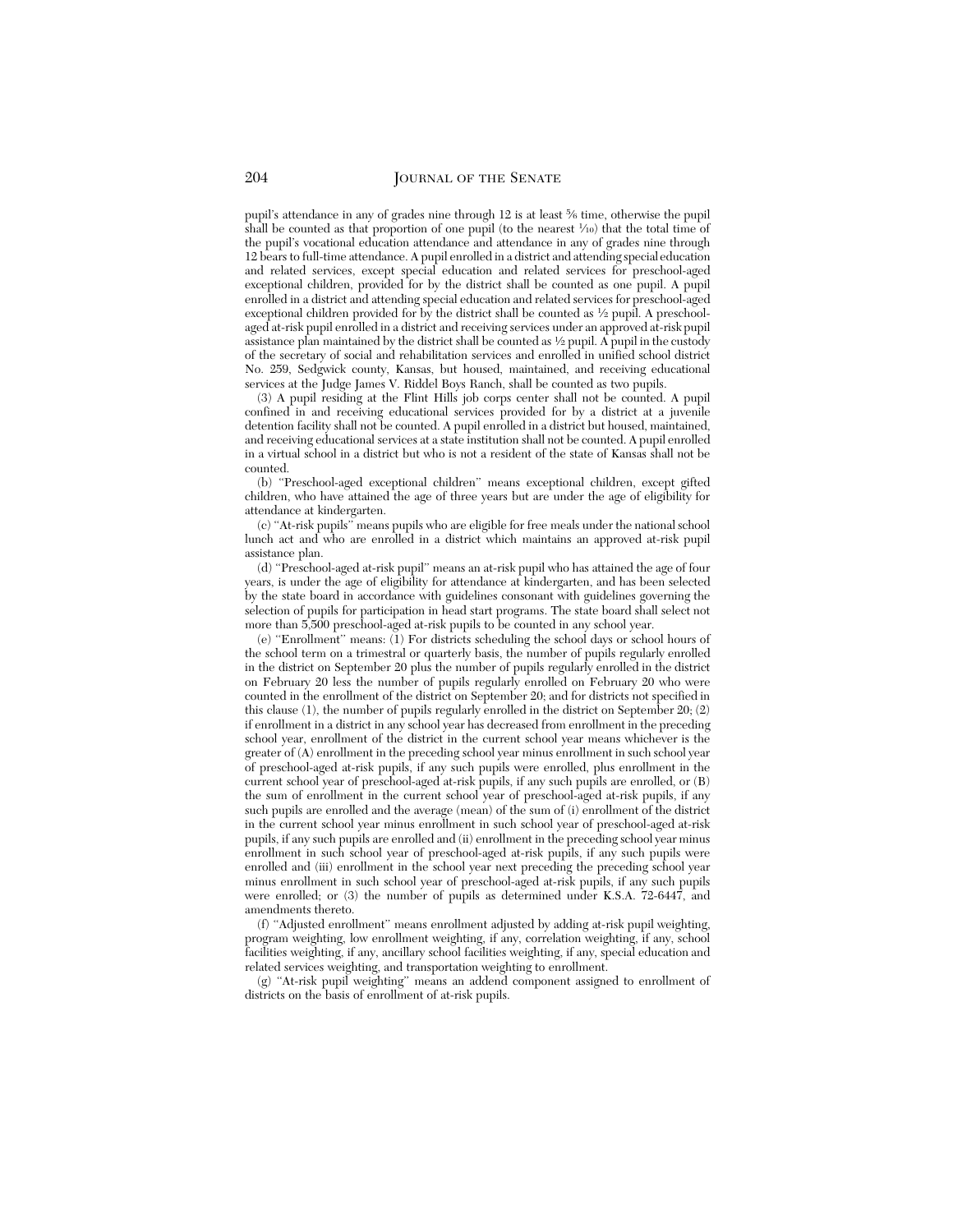pupil's attendance in any of grades nine through 12 is at least 5/6 time, otherwise the pupil shall be counted as that proportion of one pupil (to the nearest 1/10) that the total time of the pupil's vocational education attendance and attendance in any of grades nine through 12 bears to full-time attendance. A pupil enrolled in a district and attending special education and related services, except special education and related services for preschool-aged exceptional children, provided for by the district shall be counted as one pupil. A pupil enrolled in a district and attending special education and related services for preschool-aged exceptional children provided for by the district shall be counted as ½ pupil. A preschool-aged at-risk pupil enrolled in a district and receiving services under an approved at-risk pupil assistance plan maintained by the district shall be counted as ½ pupil. A pupil in the custody of the secretary of social and rehabilitation services and enrolled in unified school district No. 259, Sedgwick county, Kansas, but housed, maintained, and receiving educational services at the Judge James V. Riddel Boys Ranch, shall be counted as two pupils.

(3) A pupil residing at the Flint Hills job corps center shall not be counted. A pupil confined in and receiving educational services provided for by a district at a juvenile detention facility shall not be counted. A pupil enrolled in a district but housed, maintained, and receiving educational services at a state institution shall not be counted. A pupil enrolled in a virtual school in a district but who is not a resident of the state of Kansas shall not be counted.

(b) ''Preschool-aged exceptional children'' means exceptional children, except gifted children, who have attained the age of three years but are under the age of eligibility for attendance at kindergarten.

(c) ''At-risk pupils'' means pupils who are eligible for free meals under the national school lunch act and who are enrolled in a district which maintains an approved at-risk pupil assistance plan.

(d) ''Preschool-aged at-risk pupil'' means an at-risk pupil who has attained the age of four years, is under the age of eligibility for attendance at kindergarten, and has been selected by the state board in accordance with guidelines consonant with guidelines governing the selection of pupils for participation in head start programs. The state board shall select not more than 5,500 preschool-aged at-risk pupils to be counted in any school year.

(e) ''Enrollment'' means: (1) For districts scheduling the school days or school hours of the school term on a trimestral or quarterly basis, the number of pupils regularly enrolled in the district on September 20 plus the number of pupils regularly enrolled in the district on February 20 less the number of pupils regularly enrolled on February 20 who were counted in the enrollment of the district on September 20; and for districts not specified in this clause (1), the number of pupils regularly enrolled in the district on September 20; (2) if enrollment in a district in any school year has decreased from enrollment in the preceding school year, enrollment of the district in the current school year means whichever is the greater of (A) enrollment in the preceding school year minus enrollment in such school year of preschool-aged at-risk pupils, if any such pupils were enrolled, plus enrollment in the current school year of preschool-aged at-risk pupils, if any such pupils are enrolled, or (B) the sum of enrollment in the current school year of preschool-aged at-risk pupils, if any such pupils are enrolled and the average (mean) of the sum of (i) enrollment of the district in the current school year minus enrollment in such school year of preschool-aged at-risk pupils, if any such pupils are enrolled and (ii) enrollment in the preceding school year minus enrollment in such school year of preschool-aged at-risk pupils, if any such pupils were enrolled and (iii) enrollment in the school year next preceding the preceding school year minus enrollment in such school year of preschool-aged at-risk pupils, if any such pupils were enrolled; or (3) the number of pupils as determined under K.S.A. 72-6447, and amendments thereto.

(f) ''Adjusted enrollment'' means enrollment adjusted by adding at-risk pupil weighting, program weighting, low enrollment weighting, if any, correlation weighting, if any, school facilities weighting, if any, ancillary school facilities weighting, if any, special education and related services weighting, and transportation weighting to enrollment.

(g) ''At-risk pupil weighting'' means an addend component assigned to enrollment of districts on the basis of enrollment of at-risk pupils.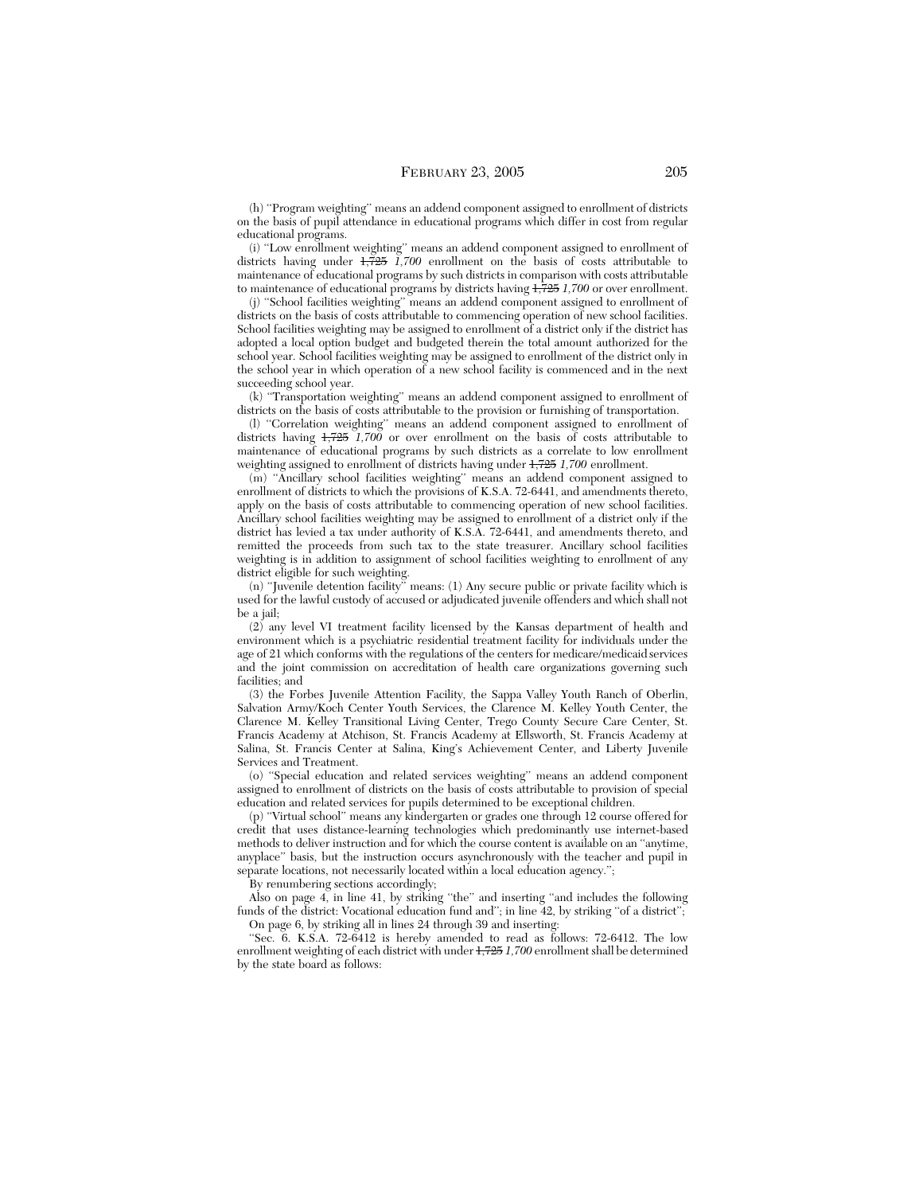(h) "Program weighting" means an addend component assigned to enrollment of districts on the basis of pupil attendance in educational programs which differ in cost from regular educational programs.

(i) "Low enrollment weighting" means an addend component assigned to enrollment of districts having under ~~1,725~~ *1,700* enrollment on the basis of costs attributable to maintenance of educational programs by such districts in comparison with costs attributable to maintenance of educational programs by districts having ~~1,725~~ *1,700* or over enrollment.

(j) "School facilities weighting" means an addend component assigned to enrollment of districts on the basis of costs attributable to commencing operation of new school facilities. School facilities weighting may be assigned to enrollment of a district only if the district has adopted a local option budget and budgeted therein the total amount authorized for the school year. School facilities weighting may be assigned to enrollment of the district only in the school year in which operation of a new school facility is commenced and in the next succeeding school year.

(k) "Transportation weighting" means an addend component assigned to enrollment of districts on the basis of costs attributable to the provision or furnishing of transportation.

(l) "Correlation weighting" means an addend component assigned to enrollment of districts having ~~1,725~~ *1,700* or over enrollment on the basis of costs attributable to maintenance of educational programs by such districts as a correlate to low enrollment weighting assigned to enrollment of districts having under ~~1,725~~ *1,700* enrollment.

(m) "Ancillary school facilities weighting" means an addend component assigned to enrollment of districts to which the provisions of K.S.A. 72-6441, and amendments thereto, apply on the basis of costs attributable to commencing operation of new school facilities. Ancillary school facilities weighting may be assigned to enrollment of a district only if the district has levied a tax under authority of K.S.A. 72-6441, and amendments thereto, and remitted the proceeds from such tax to the state treasurer. Ancillary school facilities weighting is in addition to assignment of school facilities weighting to enrollment of any district eligible for such weighting.

(n) "Juvenile detention facility" means: (1) Any secure public or private facility which is used for the lawful custody of accused or adjudicated juvenile offenders and which shall not be a jail;

(2) any level VI treatment facility licensed by the Kansas department of health and environment which is a psychiatric residential treatment facility for individuals under the age of 21 which conforms with the regulations of the centers for medicare/medicaid services and the joint commission on accreditation of health care organizations governing such facilities; and

(3) the Forbes Juvenile Attention Facility, the Sappa Valley Youth Ranch of Oberlin, Salvation Army/Koch Center Youth Services, the Clarence M. Kelley Youth Center, the Clarence M. Kelley Transitional Living Center, Trego County Secure Care Center, St. Francis Academy at Atchison, St. Francis Academy at Ellsworth, St. Francis Academy at Salina, St. Francis Center at Salina, King's Achievement Center, and Liberty Juvenile Services and Treatment.

(o) "Special education and related services weighting" means an addend component assigned to enrollment of districts on the basis of costs attributable to provision of special education and related services for pupils determined to be exceptional children.

(p) "Virtual school" means any kindergarten or grades one through 12 course offered for credit that uses distance-learning technologies which predominantly use internet-based methods to deliver instruction and for which the course content is available on an "anytime, anyplace" basis, but the instruction occurs asynchronously with the teacher and pupil in separate locations, not necessarily located within a local education agency.";

By renumbering sections accordingly;

Also on page 4, in line 41, by striking "the" and inserting "and includes the following funds of the district: Vocational education fund and"; in line 42, by striking "of a district";

On page 6, by striking all in lines 24 through 39 and inserting:

"Sec. 6. K.S.A. 72-6412 is hereby amended to read as follows: 72-6412. The low enrollment weighting of each district with under ~~1,725~~ *1,700* enrollment shall be determined by the state board as follows: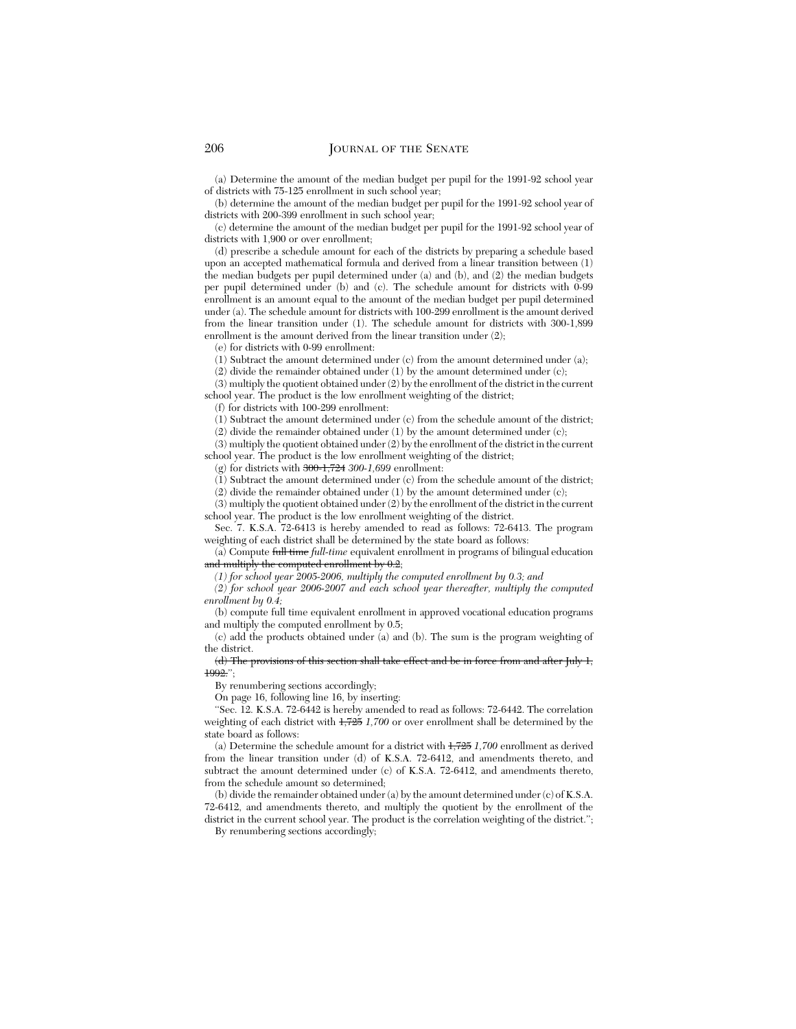(a) Determine the amount of the median budget per pupil for the 1991-92 school year of districts with 75-125 enrollment in such school year;

(b) determine the amount of the median budget per pupil for the 1991-92 school year of districts with 200-399 enrollment in such school year;

(c) determine the amount of the median budget per pupil for the 1991-92 school year of districts with 1,900 or over enrollment;

(d) prescribe a schedule amount for each of the districts by preparing a schedule based upon an accepted mathematical formula and derived from a linear transition between (1) the median budgets per pupil determined under (a) and (b), and (2) the median budgets per pupil determined under (b) and (c). The schedule amount for districts with 0-99 enrollment is an amount equal to the amount of the median budget per pupil determined under (a). The schedule amount for districts with 100-299 enrollment is the amount derived from the linear transition under (1). The schedule amount for districts with 300-1,899 enrollment is the amount derived from the linear transition under (2);

(e) for districts with 0-99 enrollment:

(1) Subtract the amount determined under (c) from the amount determined under (a);

(2) divide the remainder obtained under (1) by the amount determined under (c);

(3) multiply the quotient obtained under (2) by the enrollment of the district in the current school year. The product is the low enrollment weighting of the district;

(f) for districts with 100-299 enrollment:

(1) Subtract the amount determined under (c) from the schedule amount of the district;

(2) divide the remainder obtained under (1) by the amount determined under (c);

(3) multiply the quotient obtained under (2) by the enrollment of the district in the current school year. The product is the low enrollment weighting of the district;

(g) for districts with ~~300-1,724~~ *300-1,699* enrollment:

(1) Subtract the amount determined under (c) from the schedule amount of the district;

(2) divide the remainder obtained under (1) by the amount determined under (c);

(3) multiply the quotient obtained under (2) by the enrollment of the district in the current school year. The product is the low enrollment weighting of the district.

Sec. 7. K.S.A. 72-6413 is hereby amended to read as follows: 72-6413. The program weighting of each district shall be determined by the state board as follows:

(a) Compute ~~full time~~ *full-time* equivalent enrollment in programs of bilingual education ~~and multiply the computed enrollment by 0.2~~;

*(1) for school year 2005-2006, multiply the computed enrollment by 0.3; and*

*(2) for school year 2006-2007 and each school year thereafter, multiply the computed enrollment by 0.4;*

(b) compute full time equivalent enrollment in approved vocational education programs and multiply the computed enrollment by 0.5;

(c) add the products obtained under (a) and (b). The sum is the program weighting of the district.

~~(d) The provisions of this section shall take effect and be in force from and after July 1, 1992.~~";

By renumbering sections accordingly;

On page 16, following line 16, by inserting:

"Sec. 12. K.S.A. 72-6442 is hereby amended to read as follows: 72-6442. The correlation weighting of each district with ~~1,725~~ *1,700* or over enrollment shall be determined by the state board as follows:

(a) Determine the schedule amount for a district with ~~1,725~~ *1,700* enrollment as derived from the linear transition under (d) of K.S.A. 72-6412, and amendments thereto, and subtract the amount determined under (c) of K.S.A. 72-6412, and amendments thereto, from the schedule amount so determined;

(b) divide the remainder obtained under (a) by the amount determined under (c) of K.S.A. 72-6412, and amendments thereto, and multiply the quotient by the enrollment of the district in the current school year. The product is the correlation weighting of the district.";

By renumbering sections accordingly;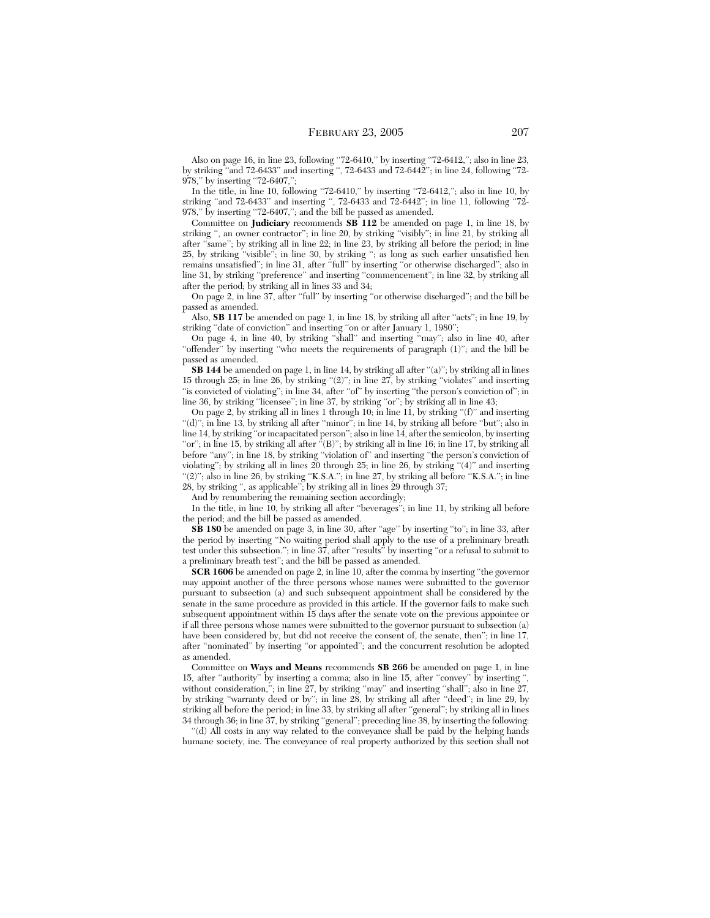Also on page 16, in line 23, following "72-6410," by inserting "72-6412,"; also in line 23, by striking "and 72-6433" and inserting ", 72-6433 and 72-6442"; in line 24, following "72-978," by inserting "72-6407,";

In the title, in line 10, following "72-6410," by inserting "72-6412,"; also in line 10, by striking "and 72-6433" and inserting ", 72-6433 and 72-6442"; in line 11, following "72-978," by inserting "72-6407,"; and the bill be passed as amended.

Committee on **Judiciary** recommends **SB 112** be amended on page 1, in line 18, by striking ", an owner contractor"; in line 20, by striking "visibly"; in line 21, by striking all after "same"; by striking all in line 22; in line 23, by striking all before the period; in line 25, by striking "visible"; in line 30, by striking "; as long as such earlier unsatisfied lien remains unsatisfied"; in line 31, after "full" by inserting "or otherwise discharged"; also in line 31, by striking "preference" and inserting "commencement"; in line 32, by striking all after the period; by striking all in lines 33 and 34;

On page 2, in line 37, after "full" by inserting "or otherwise discharged"; and the bill be passed as amended.

Also, **SB 117** be amended on page 1, in line 18, by striking all after "acts"; in line 19, by striking "date of conviction" and inserting "on or after January 1, 1980";

On page 4, in line 40, by striking "shall" and inserting "may"; also in line 40, after "offender" by inserting "who meets the requirements of paragraph (1)"; and the bill be passed as amended.

**SB 144** be amended on page 1, in line 14, by striking all after "(a)"; by striking all in lines 15 through 25; in line 26, by striking "(2)"; in line 27, by striking "violates" and inserting "is convicted of violating"; in line 34, after "of" by inserting "the person's conviction of"; in line 36, by striking "licensee"; in line 37, by striking "or"; by striking all in line 43;

On page 2, by striking all in lines 1 through 10; in line 11, by striking "(f)" and inserting "(d)"; in line 13, by striking all after "minor"; in line 14, by striking all before "but"; also in line 14, by striking "or incapacitated person"; also in line 14, after the semicolon, by inserting "or"; in line 15, by striking all after "(B)"; by striking all in line 16; in line 17, by striking all before "any"; in line 18, by striking "violation of" and inserting "the person's conviction of violating"; by striking all in lines 20 through 25; in line 26, by striking "(4)" and inserting "(2)"; also in line 26, by striking "K.S.A."; in line 27, by striking all before "K.S.A."; in line 28, by striking ", as applicable"; by striking all in lines 29 through 37;

And by renumbering the remaining section accordingly;

In the title, in line 10, by striking all after "beverages"; in line 11, by striking all before the period; and the bill be passed as amended.

**SB 180** be amended on page 3, in line 30, after "age" by inserting "to"; in line 33, after the period by inserting "No waiting period shall apply to the use of a preliminary breath test under this subsection."; in line 37, after "results" by inserting "or a refusal to submit to a preliminary breath test"; and the bill be passed as amended.

**SCR 1606** be amended on page 2, in line 10, after the comma by inserting "the governor may appoint another of the three persons whose names were submitted to the governor pursuant to subsection (a) and such subsequent appointment shall be considered by the senate in the same procedure as provided in this article. If the governor fails to make such subsequent appointment within 15 days after the senate vote on the previous appointee or if all three persons whose names were submitted to the governor pursuant to subsection (a) have been considered by, but did not receive the consent of, the senate, then"; in line 17, after "nominated" by inserting "or appointed"; and the concurrent resolution be adopted as amended.

Committee on **Ways and Means** recommends **SB 266** be amended on page 1, in line 15, after "authority" by inserting a comma; also in line 15, after "convey" by inserting ", without consideration,"; in line 27, by striking "may" and inserting "shall"; also in line 27, by striking "warranty deed or by"; in line 28, by striking all after "deed"; in line 29, by striking all before the period; in line 33, by striking all after "general"; by striking all in lines 34 through 36; in line 37, by striking "general"; preceding line 38, by inserting the following:

"(d) All costs in any way related to the conveyance shall be paid by the helping hands humane society, inc. The conveyance of real property authorized by this section shall not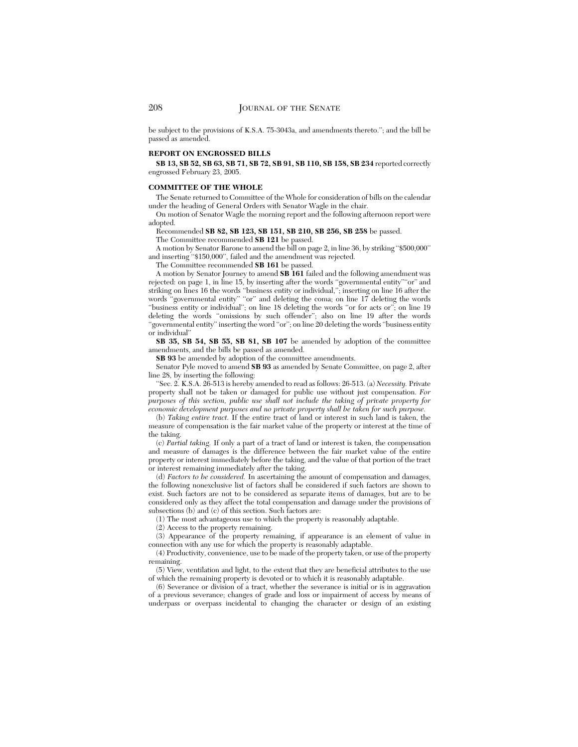be subject to the provisions of K.S.A. 75-3043a, and amendments thereto."; and the bill be passed as amended.

**REPORT ON ENGROSSED BILLS**

**SB 13, SB 52, SB 63, SB 71, SB 72, SB 91, SB 110, SB 158, SB 234** reported correctly engrossed February 23, 2005.

**COMMITTEE OF THE WHOLE**

The Senate returned to Committee of the Whole for consideration of bills on the calendar under the heading of General Orders with Senator Wagle in the chair.

On motion of Senator Wagle the morning report and the following afternoon report were adopted.

Recommended **SB 82, SB 123, SB 151, SB 210, SB 256, SB 258** be passed.

The Committee recommended **SB 121** be passed.

A motion by Senator Barone to amend the bill on page 2, in line 36, by striking "$500,000" and inserting "$150,000", failed and the amendment was rejected.

The Committee recommended **SB 161** be passed.

A motion by Senator Journey to amend **SB 161** failed and the following amendment was rejected: on page 1, in line 15, by inserting after the words "governmental entity""or" and striking on lines 16 the words "business entity or individual,"; inserting on line 16 after the words "governmental entity" "or" and deleting the coma; on line 17 deleting the words "business entity or individual"; on line 18 deleting the words "or for acts or"; on line 19 deleting the words "omissions by such offender"; also on line 19 after the words "governmental entity" inserting the word "or"; on line 20 deleting the words "business entity or individual"

**SB 35, SB 54, SB 55, SB 81, SB 107** be amended by adoption of the committee amendments, and the bills be passed as amended.

**SB 93** be amended by adoption of the committee amendments.

Senator Pyle moved to amend **SB 93** as amended by Senate Committee, on page 2, after line 28, by inserting the following:

"Sec. 2. K.S.A. 26-513 is hereby amended to read as follows: 26-513. (a) *Necessity.* Private property shall not be taken or damaged for public use without just compensation. *For purposes of this section, public use shall not include the taking of private property for economic development purposes and no private property shall be taken for such purpose.*

(b) *Taking entire tract.* If the entire tract of land or interest in such land is taken, the measure of compensation is the fair market value of the property or interest at the time of the taking.

(c) *Partial taking.* If only a part of a tract of land or interest is taken, the compensation and measure of damages is the difference between the fair market value of the entire property or interest immediately before the taking, and the value of that portion of the tract or interest remaining immediately after the taking.

(d) *Factors to be considered.* In ascertaining the amount of compensation and damages, the following nonexclusive list of factors shall be considered if such factors are shown to exist. Such factors are not to be considered as separate items of damages, but are to be considered only as they affect the total compensation and damage under the provisions of subsections (b) and (c) of this section. Such factors are:

(1) The most advantageous use to which the property is reasonably adaptable.

(2) Access to the property remaining.

(3) Appearance of the property remaining, if appearance is an element of value in connection with any use for which the property is reasonably adaptable.

(4) Productivity, convenience, use to be made of the property taken, or use of the property remaining.

(5) View, ventilation and light, to the extent that they are beneficial attributes to the use of which the remaining property is devoted or to which it is reasonably adaptable.

(6) Severance or division of a tract, whether the severance is initial or is in aggravation of a previous severance; changes of grade and loss or impairment of access by means of underpass or overpass incidental to changing the character or design of an existing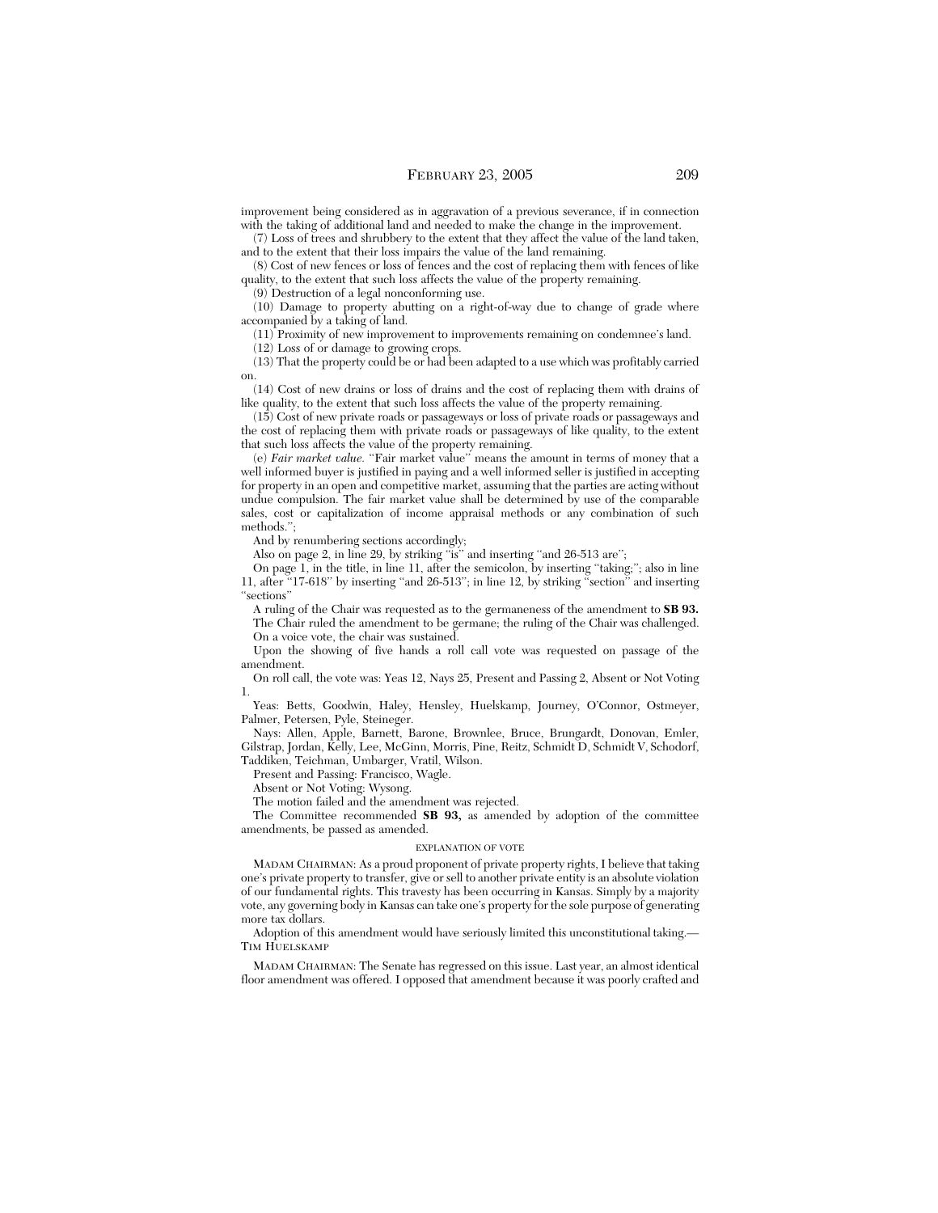improvement being considered as in aggravation of a previous severance, if in connection with the taking of additional land and needed to make the change in the improvement.

(7) Loss of trees and shrubbery to the extent that they affect the value of the land taken, and to the extent that their loss impairs the value of the land remaining.

(8) Cost of new fences or loss of fences and the cost of replacing them with fences of like quality, to the extent that such loss affects the value of the property remaining.

(9) Destruction of a legal nonconforming use.

(10) Damage to property abutting on a right-of-way due to change of grade where accompanied by a taking of land.

(11) Proximity of new improvement to improvements remaining on condemnee's land.

(12) Loss of or damage to growing crops.

(13) That the property could be or had been adapted to a use which was profitably carried on.

(14) Cost of new drains or loss of drains and the cost of replacing them with drains of like quality, to the extent that such loss affects the value of the property remaining.

(15) Cost of new private roads or passageways or loss of private roads or passageways and the cost of replacing them with private roads or passageways of like quality, to the extent that such loss affects the value of the property remaining.

(e) *Fair market value.* "Fair market value" means the amount in terms of money that a well informed buyer is justified in paying and a well informed seller is justified in accepting for property in an open and competitive market, assuming that the parties are acting without undue compulsion. The fair market value shall be determined by use of the comparable sales, cost or capitalization of income appraisal methods or any combination of such methods.";

And by renumbering sections accordingly;

Also on page 2, in line 29, by striking "is" and inserting "and 26-513 are";

On page 1, in the title, in line 11, after the semicolon, by inserting "taking;"; also in line 11, after "17-618" by inserting "and 26-513"; in line 12, by striking "section" and inserting "sections"

A ruling of the Chair was requested as to the germaneness of the amendment to **SB 93.**

The Chair ruled the amendment to be germane; the ruling of the Chair was challenged.

On a voice vote, the chair was sustained.

Upon the showing of five hands a roll call vote was requested on passage of the amendment.

On roll call, the vote was: Yeas 12, Nays 25, Present and Passing 2, Absent or Not Voting 1.

Yeas: Betts, Goodwin, Haley, Hensley, Huelskamp, Journey, O'Connor, Ostmeyer, Palmer, Petersen, Pyle, Steineger.

Nays: Allen, Apple, Barnett, Barone, Brownlee, Bruce, Brungardt, Donovan, Emler, Gilstrap, Jordan, Kelly, Lee, McGinn, Morris, Pine, Reitz, Schmidt D, Schmidt V, Schodorf, Taddiken, Teichman, Umbarger, Vratil, Wilson.

Present and Passing: Francisco, Wagle.

Absent or Not Voting: Wysong.

The motion failed and the amendment was rejected.

The Committee recommended **SB 93,** as amended by adoption of the committee amendments, be passed as amended.

### EXPLANATION OF VOTE

MADAM CHAIRMAN: As a proud proponent of private property rights, I believe that taking one's private property to transfer, give or sell to another private entity is an absolute violation of our fundamental rights. This travesty has been occurring in Kansas. Simply by a majority vote, any governing body in Kansas can take one's property for the sole purpose of generating more tax dollars.

Adoption of this amendment would have seriously limited this unconstitutional taking.—TIM HUELSKAMP

MADAM CHAIRMAN: The Senate has regressed on this issue. Last year, an almost identical floor amendment was offered. I opposed that amendment because it was poorly crafted and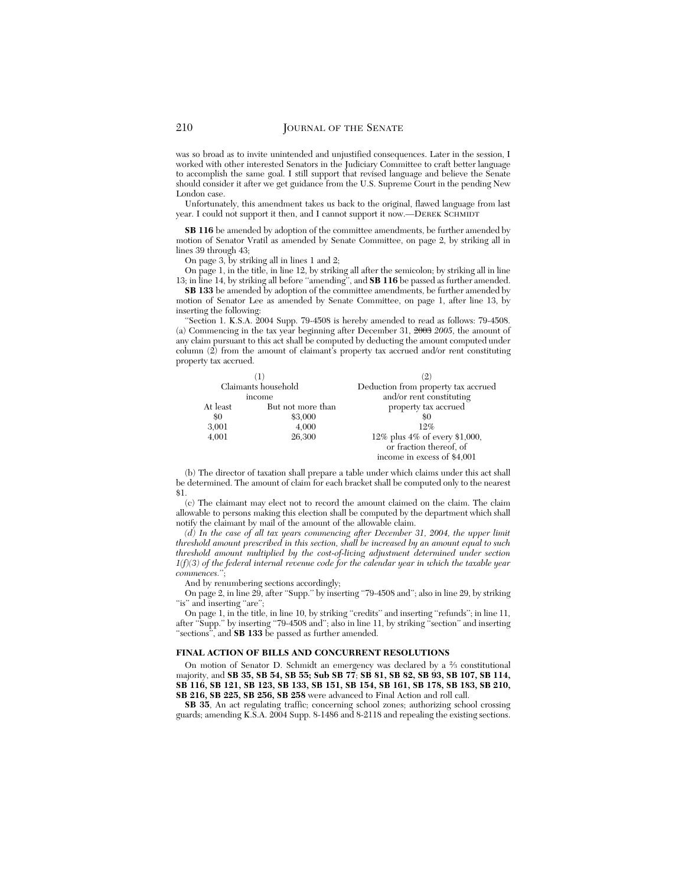was so broad as to invite unintended and unjustified consequences. Later in the session, I worked with other interested Senators in the Judiciary Committee to craft better language to accomplish the same goal. I still support that revised language and believe the Senate should consider it after we get guidance from the U.S. Supreme Court in the pending New London case.

Unfortunately, this amendment takes us back to the original, flawed language from last year. I could not support it then, and I cannot support it now.—DEREK SCHMIDT

**SB 116** be amended by adoption of the committee amendments, be further amended by motion of Senator Vratil as amended by Senate Committee, on page 2, by striking all in lines 39 through 43;

On page 3, by striking all in lines 1 and 2;

On page 1, in the title, in line 12, by striking all after the semicolon; by striking all in line 13; in line 14, by striking all before "amending", and **SB 116** be passed as further amended.

**SB 133** be amended by adoption of the committee amendments, be further amended by motion of Senator Lee as amended by Senate Committee, on page 1, after line 13, by inserting the following:

"Section 1. K.S.A. 2004 Supp. 79-4508 is hereby amended to read as follows: 79-4508. (a) Commencing in the tax year beginning after December 31, ~~2003~~ *2005*, the amount of any claim pursuant to this act shall be computed by deducting the amount computed under column (2) from the amount of claimant's property tax accrued and/or rent constituting property tax accrued.

| (1) Claimants household income | | (2) Deduction from property tax accrued and/or rent constituting property tax accrued |
|---|---|---|
| At least | But not more than | |
| $0 | $3,000 | $0 |
| 3,001 | 4,000 | 12% |
| 4,001 | 26,300 | 12% plus 4% of every $1,000, or fraction thereof, of income in excess of $4,001 |

(b) The director of taxation shall prepare a table under which claims under this act shall be determined. The amount of claim for each bracket shall be computed only to the nearest $1.

(c) The claimant may elect not to record the amount claimed on the claim. The claim allowable to persons making this election shall be computed by the department which shall notify the claimant by mail of the amount of the allowable claim.

*(d) In the case of all tax years commencing after December 31, 2004, the upper limit threshold amount prescribed in this section, shall be increased by an amount equal to such threshold amount multiplied by the cost-of-living adjustment determined under section 1(f)(3) of the federal internal revenue code for the calendar year in which the taxable year commences.*";

And by renumbering sections accordingly;

On page 2, in line 29, after "Supp." by inserting "79-4508 and"; also in line 29, by striking "is" and inserting "are";

On page 1, in the title, in line 10, by striking "credits" and inserting "refunds"; in line 11, after "Supp." by inserting "79-4508 and"; also in line 11, by striking "section" and inserting "sections", and **SB 133** be passed as further amended.

**FINAL ACTION OF BILLS AND CONCURRENT RESOLUTIONS**

On motion of Senator D. Schmidt an emergency was declared by a ⅔ constitutional majority, and **SB 35, SB 54, SB 55; Sub SB 77**; **SB 81, SB 82, SB 93, SB 107, SB 114, SB 116, SB 121, SB 123, SB 133, SB 151, SB 154, SB 161, SB 178, SB 183, SB 210, SB 216, SB 225, SB 256, SB 258** were advanced to Final Action and roll call.

**SB 35**, An act regulating traffic; concerning school zones; authorizing school crossing guards; amending K.S.A. 2004 Supp. 8-1486 and 8-2118 and repealing the existing sections.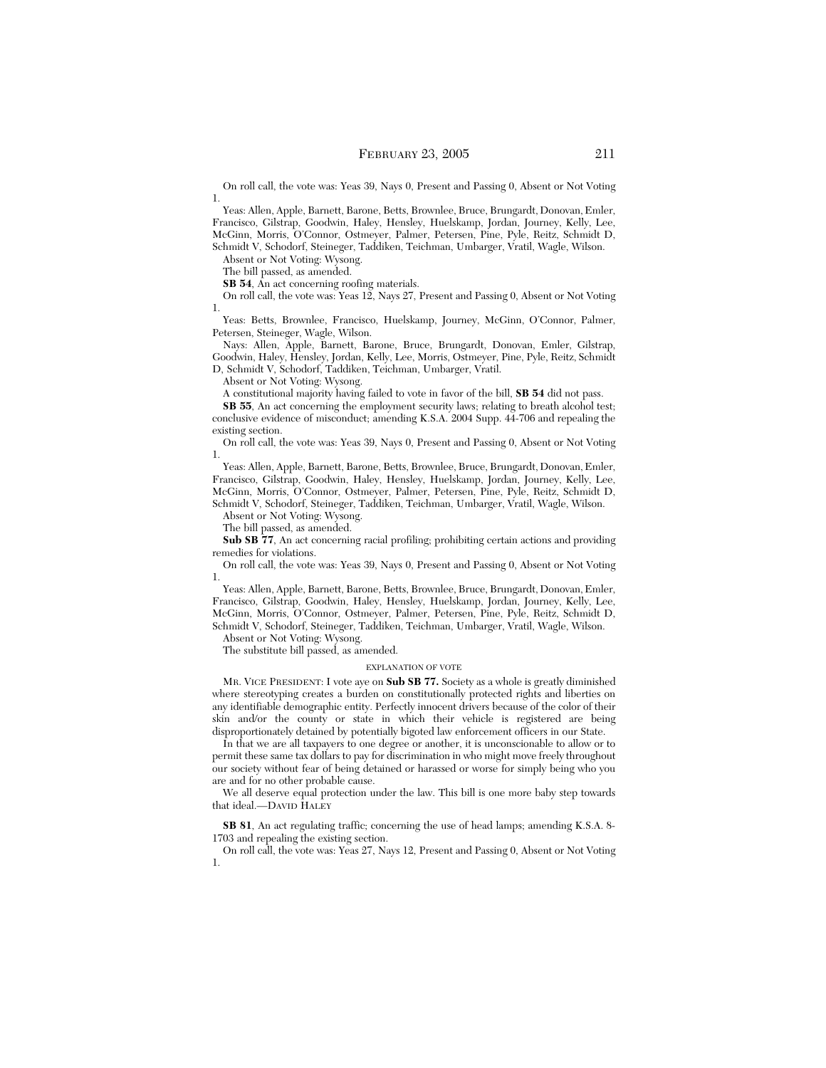On roll call, the vote was: Yeas 39, Nays 0, Present and Passing 0, Absent or Not Voting 1.

Yeas: Allen, Apple, Barnett, Barone, Betts, Brownlee, Bruce, Brungardt, Donovan, Emler, Francisco, Gilstrap, Goodwin, Haley, Hensley, Huelskamp, Jordan, Journey, Kelly, Lee, McGinn, Morris, O'Connor, Ostmeyer, Palmer, Petersen, Pine, Pyle, Reitz, Schmidt D, Schmidt V, Schodorf, Steineger, Taddiken, Teichman, Umbarger, Vratil, Wagle, Wilson.

Absent or Not Voting: Wysong.

The bill passed, as amended.

**SB 54**, An act concerning roofing materials.

On roll call, the vote was: Yeas 12, Nays 27, Present and Passing 0, Absent or Not Voting 1.

Yeas: Betts, Brownlee, Francisco, Huelskamp, Journey, McGinn, O'Connor, Palmer, Petersen, Steineger, Wagle, Wilson.

Nays: Allen, Apple, Barnett, Barone, Bruce, Brungardt, Donovan, Emler, Gilstrap, Goodwin, Haley, Hensley, Jordan, Kelly, Lee, Morris, Ostmeyer, Pine, Pyle, Reitz, Schmidt D, Schmidt V, Schodorf, Taddiken, Teichman, Umbarger, Vratil.

Absent or Not Voting: Wysong.

A constitutional majority having failed to vote in favor of the bill, **SB 54** did not pass.

**SB 55**, An act concerning the employment security laws; relating to breath alcohol test; conclusive evidence of misconduct; amending K.S.A. 2004 Supp. 44-706 and repealing the existing section.

On roll call, the vote was: Yeas 39, Nays 0, Present and Passing 0, Absent or Not Voting 1.

Yeas: Allen, Apple, Barnett, Barone, Betts, Brownlee, Bruce, Brungardt, Donovan, Emler, Francisco, Gilstrap, Goodwin, Haley, Hensley, Huelskamp, Jordan, Journey, Kelly, Lee, McGinn, Morris, O'Connor, Ostmeyer, Palmer, Petersen, Pine, Pyle, Reitz, Schmidt D, Schmidt V, Schodorf, Steineger, Taddiken, Teichman, Umbarger, Vratil, Wagle, Wilson.

Absent or Not Voting: Wysong.

The bill passed, as amended.

**Sub SB 77**, An act concerning racial profiling; prohibiting certain actions and providing remedies for violations.

On roll call, the vote was: Yeas 39, Nays 0, Present and Passing 0, Absent or Not Voting 1.

Yeas: Allen, Apple, Barnett, Barone, Betts, Brownlee, Bruce, Brungardt, Donovan, Emler, Francisco, Gilstrap, Goodwin, Haley, Hensley, Huelskamp, Jordan, Journey, Kelly, Lee, McGinn, Morris, O'Connor, Ostmeyer, Palmer, Petersen, Pine, Pyle, Reitz, Schmidt D, Schmidt V, Schodorf, Steineger, Taddiken, Teichman, Umbarger, Vratil, Wagle, Wilson.

Absent or Not Voting: Wysong.

The substitute bill passed, as amended.

EXPLANATION OF VOTE

MR. VICE PRESIDENT: I vote aye on **Sub SB 77.** Society as a whole is greatly diminished where stereotyping creates a burden on constitutionally protected rights and liberties on any identifiable demographic entity. Perfectly innocent drivers because of the color of their skin and/or the county or state in which their vehicle is registered are being disproportionately detained by potentially bigoted law enforcement officers in our State.

In that we are all taxpayers to one degree or another, it is unconscionable to allow or to permit these same tax dollars to pay for discrimination in who might move freely throughout our society without fear of being detained or harassed or worse for simply being who you are and for no other probable cause.

We all deserve equal protection under the law. This bill is one more baby step towards that ideal.—DAVID HALEY

**SB 81**, An act regulating traffic; concerning the use of head lamps; amending K.S.A. 8-1703 and repealing the existing section.

On roll call, the vote was: Yeas 27, Nays 12, Present and Passing 0, Absent or Not Voting 1.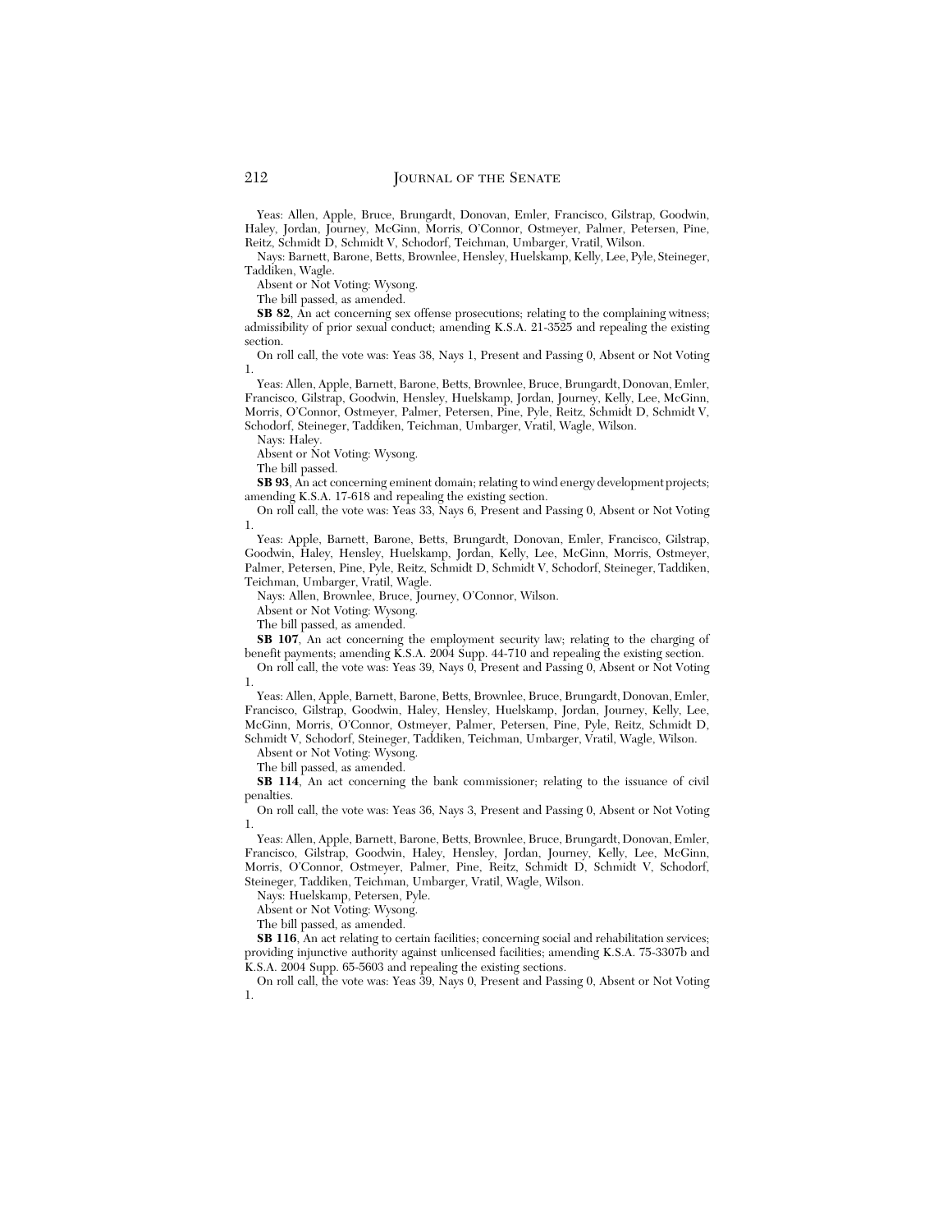Yeas: Allen, Apple, Bruce, Brungardt, Donovan, Emler, Francisco, Gilstrap, Goodwin, Haley, Jordan, Journey, McGinn, Morris, O'Connor, Ostmeyer, Palmer, Petersen, Pine, Reitz, Schmidt D, Schmidt V, Schodorf, Teichman, Umbarger, Vratil, Wilson.

Nays: Barnett, Barone, Betts, Brownlee, Hensley, Huelskamp, Kelly, Lee, Pyle, Steineger, Taddiken, Wagle.

Absent or Not Voting: Wysong.

The bill passed, as amended.

**SB 82**, An act concerning sex offense prosecutions; relating to the complaining witness; admissibility of prior sexual conduct; amending K.S.A. 21-3525 and repealing the existing section.

On roll call, the vote was: Yeas 38, Nays 1, Present and Passing 0, Absent or Not Voting 1.

Yeas: Allen, Apple, Barnett, Barone, Betts, Brownlee, Bruce, Brungardt, Donovan, Emler, Francisco, Gilstrap, Goodwin, Hensley, Huelskamp, Jordan, Journey, Kelly, Lee, McGinn, Morris, O'Connor, Ostmeyer, Palmer, Petersen, Pine, Pyle, Reitz, Schmidt D, Schmidt V, Schodorf, Steineger, Taddiken, Teichman, Umbarger, Vratil, Wagle, Wilson.

Nays: Haley.

Absent or Not Voting: Wysong.

The bill passed.

**SB 93**, An act concerning eminent domain; relating to wind energy development projects; amending K.S.A. 17-618 and repealing the existing section.

On roll call, the vote was: Yeas 33, Nays 6, Present and Passing 0, Absent or Not Voting 1.

Yeas: Apple, Barnett, Barone, Betts, Brungardt, Donovan, Emler, Francisco, Gilstrap, Goodwin, Haley, Hensley, Huelskamp, Jordan, Kelly, Lee, McGinn, Morris, Ostmeyer, Palmer, Petersen, Pine, Pyle, Reitz, Schmidt D, Schmidt V, Schodorf, Steineger, Taddiken, Teichman, Umbarger, Vratil, Wagle.

Nays: Allen, Brownlee, Bruce, Journey, O'Connor, Wilson.

Absent or Not Voting: Wysong.

The bill passed, as amended.

**SB 107**, An act concerning the employment security law; relating to the charging of benefit payments; amending K.S.A. 2004 Supp. 44-710 and repealing the existing section.

On roll call, the vote was: Yeas 39, Nays 0, Present and Passing 0, Absent or Not Voting 1.

Yeas: Allen, Apple, Barnett, Barone, Betts, Brownlee, Bruce, Brungardt, Donovan, Emler, Francisco, Gilstrap, Goodwin, Haley, Hensley, Huelskamp, Jordan, Journey, Kelly, Lee, McGinn, Morris, O'Connor, Ostmeyer, Palmer, Petersen, Pine, Pyle, Reitz, Schmidt D, Schmidt V, Schodorf, Steineger, Taddiken, Teichman, Umbarger, Vratil, Wagle, Wilson.

Absent or Not Voting: Wysong.

The bill passed, as amended.

**SB 114**, An act concerning the bank commissioner; relating to the issuance of civil penalties.

On roll call, the vote was: Yeas 36, Nays 3, Present and Passing 0, Absent or Not Voting 1.

Yeas: Allen, Apple, Barnett, Barone, Betts, Brownlee, Bruce, Brungardt, Donovan, Emler, Francisco, Gilstrap, Goodwin, Haley, Hensley, Jordan, Journey, Kelly, Lee, McGinn, Morris, O'Connor, Ostmeyer, Palmer, Pine, Reitz, Schmidt D, Schmidt V, Schodorf, Steineger, Taddiken, Teichman, Umbarger, Vratil, Wagle, Wilson.

Nays: Huelskamp, Petersen, Pyle.

Absent or Not Voting: Wysong.

The bill passed, as amended.

**SB 116**, An act relating to certain facilities; concerning social and rehabilitation services; providing injunctive authority against unlicensed facilities; amending K.S.A. 75-3307b and K.S.A. 2004 Supp. 65-5603 and repealing the existing sections.

On roll call, the vote was: Yeas 39, Nays 0, Present and Passing 0, Absent or Not Voting 1.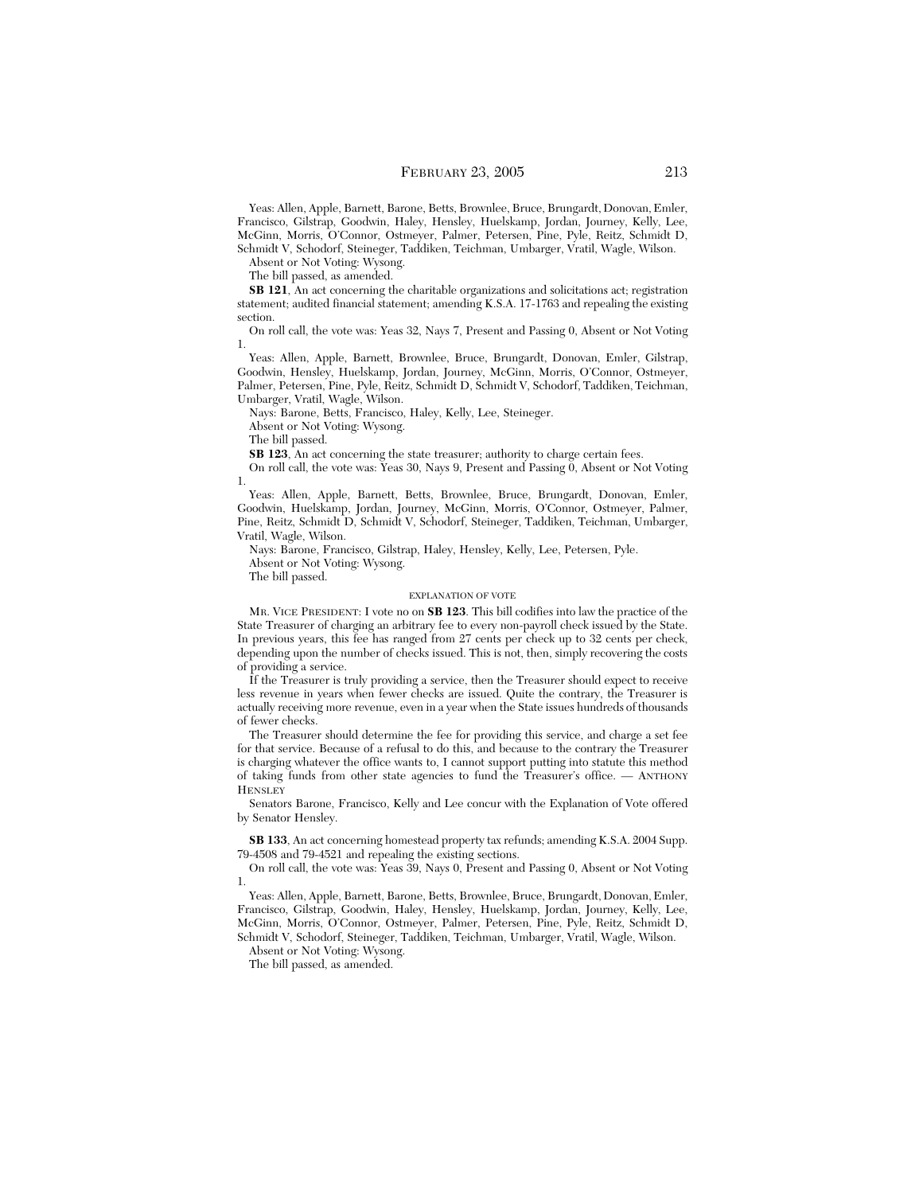Yeas: Allen, Apple, Barnett, Barone, Betts, Brownlee, Bruce, Brungardt, Donovan, Emler, Francisco, Gilstrap, Goodwin, Haley, Hensley, Huelskamp, Jordan, Journey, Kelly, Lee, McGinn, Morris, O'Connor, Ostmeyer, Palmer, Petersen, Pine, Pyle, Reitz, Schmidt D, Schmidt V, Schodorf, Steineger, Taddiken, Teichman, Umbarger, Vratil, Wagle, Wilson.

Absent or Not Voting: Wysong.

The bill passed, as amended.

**SB 121**, An act concerning the charitable organizations and solicitations act; registration statement; audited financial statement; amending K.S.A. 17-1763 and repealing the existing section.

On roll call, the vote was: Yeas 32, Nays 7, Present and Passing 0, Absent or Not Voting 1.

Yeas: Allen, Apple, Barnett, Brownlee, Bruce, Brungardt, Donovan, Emler, Gilstrap, Goodwin, Hensley, Huelskamp, Jordan, Journey, McGinn, Morris, O'Connor, Ostmeyer, Palmer, Petersen, Pine, Pyle, Reitz, Schmidt D, Schmidt V, Schodorf, Taddiken, Teichman, Umbarger, Vratil, Wagle, Wilson.

Nays: Barone, Betts, Francisco, Haley, Kelly, Lee, Steineger.

Absent or Not Voting: Wysong.

The bill passed.

**SB 123**, An act concerning the state treasurer; authority to charge certain fees.

On roll call, the vote was: Yeas 30, Nays 9, Present and Passing 0, Absent or Not Voting 1.

Yeas: Allen, Apple, Barnett, Betts, Brownlee, Bruce, Brungardt, Donovan, Emler, Goodwin, Huelskamp, Jordan, Journey, McGinn, Morris, O'Connor, Ostmeyer, Palmer, Pine, Reitz, Schmidt D, Schmidt V, Schodorf, Steineger, Taddiken, Teichman, Umbarger, Vratil, Wagle, Wilson.

Nays: Barone, Francisco, Gilstrap, Haley, Hensley, Kelly, Lee, Petersen, Pyle.

Absent or Not Voting: Wysong.

The bill passed.

EXPLANATION OF VOTE

MR. VICE PRESIDENT: I vote no on **SB 123**. This bill codifies into law the practice of the State Treasurer of charging an arbitrary fee to every non-payroll check issued by the State. In previous years, this fee has ranged from 27 cents per check up to 32 cents per check, depending upon the number of checks issued. This is not, then, simply recovering the costs of providing a service.

If the Treasurer is truly providing a service, then the Treasurer should expect to receive less revenue in years when fewer checks are issued. Quite the contrary, the Treasurer is actually receiving more revenue, even in a year when the State issues hundreds of thousands of fewer checks.

The Treasurer should determine the fee for providing this service, and charge a set fee for that service. Because of a refusal to do this, and because to the contrary the Treasurer is charging whatever the office wants to, I cannot support putting into statute this method of taking funds from other state agencies to fund the Treasurer's office. — ANTHONY HENSLEY

Senators Barone, Francisco, Kelly and Lee concur with the Explanation of Vote offered by Senator Hensley.

**SB 133**, An act concerning homestead property tax refunds; amending K.S.A. 2004 Supp. 79-4508 and 79-4521 and repealing the existing sections.

On roll call, the vote was: Yeas 39, Nays 0, Present and Passing 0, Absent or Not Voting 1.

Yeas: Allen, Apple, Barnett, Barone, Betts, Brownlee, Bruce, Brungardt, Donovan, Emler, Francisco, Gilstrap, Goodwin, Haley, Hensley, Huelskamp, Jordan, Journey, Kelly, Lee, McGinn, Morris, O'Connor, Ostmeyer, Palmer, Petersen, Pine, Pyle, Reitz, Schmidt D, Schmidt V, Schodorf, Steineger, Taddiken, Teichman, Umbarger, Vratil, Wagle, Wilson.

Absent or Not Voting: Wysong.

The bill passed, as amended.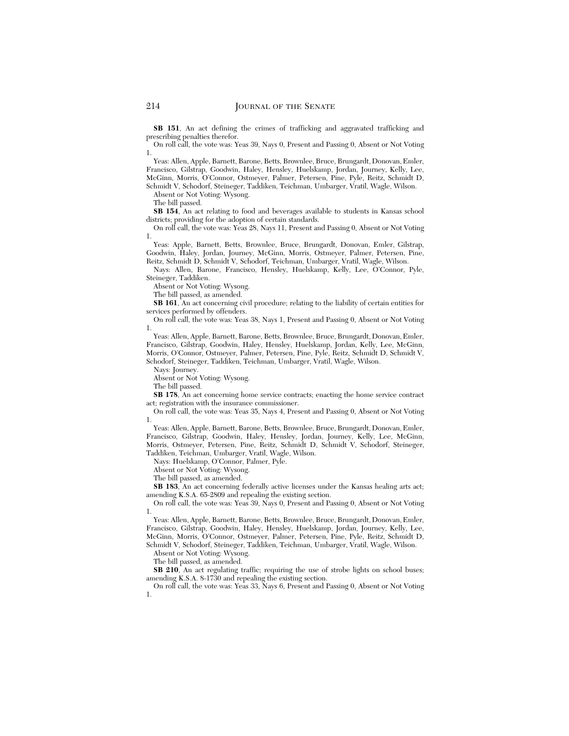**SB 151**, An act defining the crimes of trafficking and aggravated trafficking and prescribing penalties therefor.

On roll call, the vote was: Yeas 39, Nays 0, Present and Passing 0, Absent or Not Voting 1.

Yeas: Allen, Apple, Barnett, Barone, Betts, Brownlee, Bruce, Brungardt, Donovan, Emler, Francisco, Gilstrap, Goodwin, Haley, Hensley, Huelskamp, Jordan, Journey, Kelly, Lee, McGinn, Morris, O'Connor, Ostmeyer, Palmer, Petersen, Pine, Pyle, Reitz, Schmidt D, Schmidt V, Schodorf, Steineger, Taddiken, Teichman, Umbarger, Vratil, Wagle, Wilson.

Absent or Not Voting: Wysong.

The bill passed.

**SB 154**, An act relating to food and beverages available to students in Kansas school districts; providing for the adoption of certain standards.

On roll call, the vote was: Yeas 28, Nays 11, Present and Passing 0, Absent or Not Voting 1.

Yeas: Apple, Barnett, Betts, Brownlee, Bruce, Brungardt, Donovan, Emler, Gilstrap, Goodwin, Haley, Jordan, Journey, McGinn, Morris, Ostmeyer, Palmer, Petersen, Pine, Reitz, Schmidt D, Schmidt V, Schodorf, Teichman, Umbarger, Vratil, Wagle, Wilson.

Nays: Allen, Barone, Francisco, Hensley, Huelskamp, Kelly, Lee, O'Connor, Pyle, Steineger, Taddiken.

Absent or Not Voting: Wysong.

The bill passed, as amended.

**SB 161**, An act concerning civil procedure; relating to the liability of certain entities for services performed by offenders.

On roll call, the vote was: Yeas 38, Nays 1, Present and Passing 0, Absent or Not Voting 1.

Yeas: Allen, Apple, Barnett, Barone, Betts, Brownlee, Bruce, Brungardt, Donovan, Emler, Francisco, Gilstrap, Goodwin, Haley, Hensley, Huelskamp, Jordan, Kelly, Lee, McGinn, Morris, O'Connor, Ostmeyer, Palmer, Petersen, Pine, Pyle, Reitz, Schmidt D, Schmidt V, Schodorf, Steineger, Taddiken, Teichman, Umbarger, Vratil, Wagle, Wilson.

Nays: Journey.

Absent or Not Voting: Wysong.

The bill passed.

**SB 178**, An act concerning home service contracts; enacting the home service contract act; registration with the insurance commissioner.

On roll call, the vote was: Yeas 35, Nays 4, Present and Passing 0, Absent or Not Voting 1.

Yeas: Allen, Apple, Barnett, Barone, Betts, Brownlee, Bruce, Brungardt, Donovan, Emler, Francisco, Gilstrap, Goodwin, Haley, Hensley, Jordan, Journey, Kelly, Lee, McGinn, Morris, Ostmeyer, Petersen, Pine, Reitz, Schmidt D, Schmidt V, Schodorf, Steineger, Taddiken, Teichman, Umbarger, Vratil, Wagle, Wilson.

Nays: Huelskamp, O'Connor, Palmer, Pyle.

Absent or Not Voting: Wysong.

The bill passed, as amended.

**SB 183**, An act concerning federally active licenses under the Kansas healing arts act; amending K.S.A. 65-2809 and repealing the existing section.

On roll call, the vote was: Yeas 39, Nays 0, Present and Passing 0, Absent or Not Voting 1.

Yeas: Allen, Apple, Barnett, Barone, Betts, Brownlee, Bruce, Brungardt, Donovan, Emler, Francisco, Gilstrap, Goodwin, Haley, Hensley, Huelskamp, Jordan, Journey, Kelly, Lee, McGinn, Morris, O'Connor, Ostmeyer, Palmer, Petersen, Pine, Pyle, Reitz, Schmidt D, Schmidt V, Schodorf, Steineger, Taddiken, Teichman, Umbarger, Vratil, Wagle, Wilson.

Absent or Not Voting: Wysong.

The bill passed, as amended.

**SB 210**, An act regulating traffic; requiring the use of strobe lights on school buses; amending K.S.A. 8-1730 and repealing the existing section.

On roll call, the vote was: Yeas 33, Nays 6, Present and Passing 0, Absent or Not Voting 1.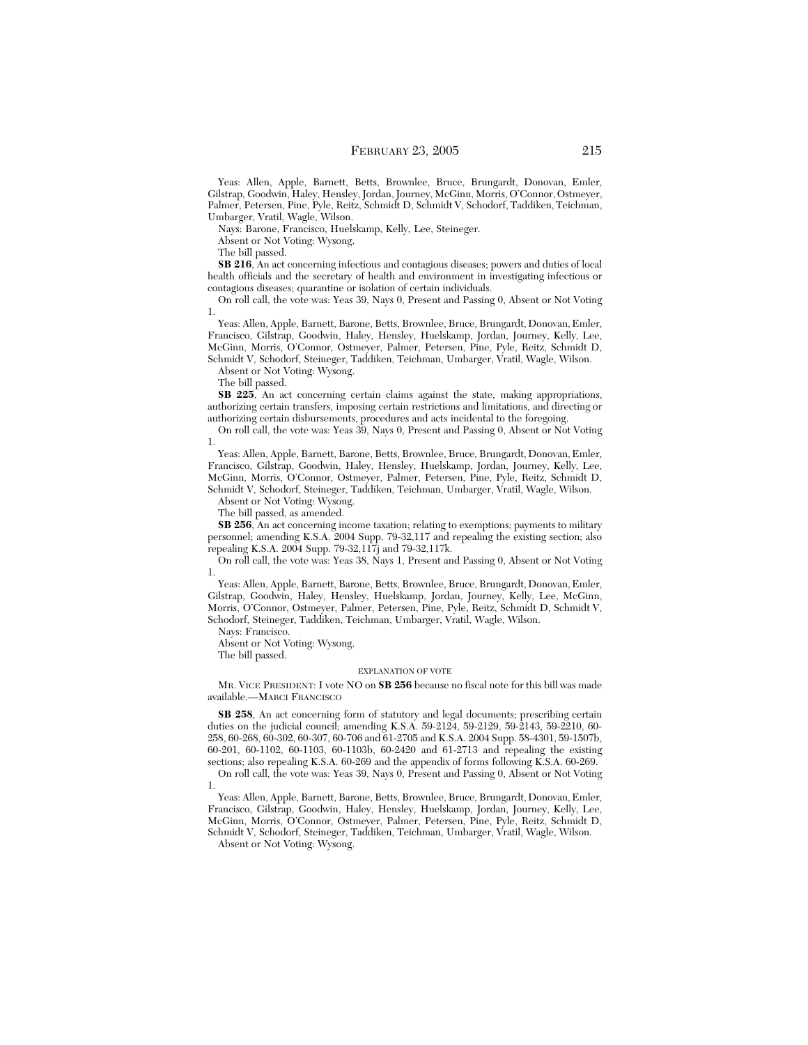Yeas: Allen, Apple, Barnett, Betts, Brownlee, Bruce, Brungardt, Donovan, Emler, Gilstrap, Goodwin, Haley, Hensley, Jordan, Journey, McGinn, Morris, O'Connor, Ostmeyer, Palmer, Petersen, Pine, Pyle, Reitz, Schmidt D, Schmidt V, Schodorf, Taddiken, Teichman, Umbarger, Vratil, Wagle, Wilson.

Nays: Barone, Francisco, Huelskamp, Kelly, Lee, Steineger.

Absent or Not Voting: Wysong.

The bill passed.

**SB 216**, An act concerning infectious and contagious diseases; powers and duties of local health officials and the secretary of health and environment in investigating infectious or contagious diseases; quarantine or isolation of certain individuals.

On roll call, the vote was: Yeas 39, Nays 0, Present and Passing 0, Absent or Not Voting 1.

Yeas: Allen, Apple, Barnett, Barone, Betts, Brownlee, Bruce, Brungardt, Donovan, Emler, Francisco, Gilstrap, Goodwin, Haley, Hensley, Huelskamp, Jordan, Journey, Kelly, Lee, McGinn, Morris, O'Connor, Ostmeyer, Palmer, Petersen, Pine, Pyle, Reitz, Schmidt D, Schmidt V, Schodorf, Steineger, Taddiken, Teichman, Umbarger, Vratil, Wagle, Wilson.

Absent or Not Voting: Wysong.

The bill passed.

**SB 225**, An act concerning certain claims against the state, making appropriations, authorizing certain transfers, imposing certain restrictions and limitations, and directing or authorizing certain disbursements, procedures and acts incidental to the foregoing.

On roll call, the vote was: Yeas 39, Nays 0, Present and Passing 0, Absent or Not Voting 1.

Yeas: Allen, Apple, Barnett, Barone, Betts, Brownlee, Bruce, Brungardt, Donovan, Emler, Francisco, Gilstrap, Goodwin, Haley, Hensley, Huelskamp, Jordan, Journey, Kelly, Lee, McGinn, Morris, O'Connor, Ostmeyer, Palmer, Petersen, Pine, Pyle, Reitz, Schmidt D, Schmidt V, Schodorf, Steineger, Taddiken, Teichman, Umbarger, Vratil, Wagle, Wilson.

Absent or Not Voting: Wysong.

The bill passed, as amended.

**SB 256**, An act concerning income taxation; relating to exemptions; payments to military personnel; amending K.S.A. 2004 Supp. 79-32,117 and repealing the existing section; also repealing K.S.A. 2004 Supp. 79-32,117j and 79-32,117k.

On roll call, the vote was: Yeas 38, Nays 1, Present and Passing 0, Absent or Not Voting 1.

Yeas: Allen, Apple, Barnett, Barone, Betts, Brownlee, Bruce, Brungardt, Donovan, Emler, Gilstrap, Goodwin, Haley, Hensley, Huelskamp, Jordan, Journey, Kelly, Lee, McGinn, Morris, O'Connor, Ostmeyer, Palmer, Petersen, Pine, Pyle, Reitz, Schmidt D, Schmidt V, Schodorf, Steineger, Taddiken, Teichman, Umbarger, Vratil, Wagle, Wilson.

Nays: Francisco.

Absent or Not Voting: Wysong.

The bill passed.

EXPLANATION OF VOTE

MR. VICE PRESIDENT: I vote NO on **SB 256** because no fiscal note for this bill was made available.—MARCI FRANCISCO

**SB 258**, An act concerning form of statutory and legal documents; prescribing certain duties on the judicial council; amending K.S.A. 59-2124, 59-2129, 59-2143, 59-2210, 60-258, 60-268, 60-302, 60-307, 60-706 and 61-2705 and K.S.A. 2004 Supp. 58-4301, 59-1507b, 60-201, 60-1102, 60-1103, 60-1103b, 60-2420 and 61-2713 and repealing the existing sections; also repealing K.S.A. 60-269 and the appendix of forms following K.S.A. 60-269.

On roll call, the vote was: Yeas 39, Nays 0, Present and Passing 0, Absent or Not Voting 1.

Yeas: Allen, Apple, Barnett, Barone, Betts, Brownlee, Bruce, Brungardt, Donovan, Emler, Francisco, Gilstrap, Goodwin, Haley, Hensley, Huelskamp, Jordan, Journey, Kelly, Lee, McGinn, Morris, O'Connor, Ostmeyer, Palmer, Petersen, Pine, Pyle, Reitz, Schmidt D, Schmidt V, Schodorf, Steineger, Taddiken, Teichman, Umbarger, Vratil, Wagle, Wilson.

Absent or Not Voting: Wysong.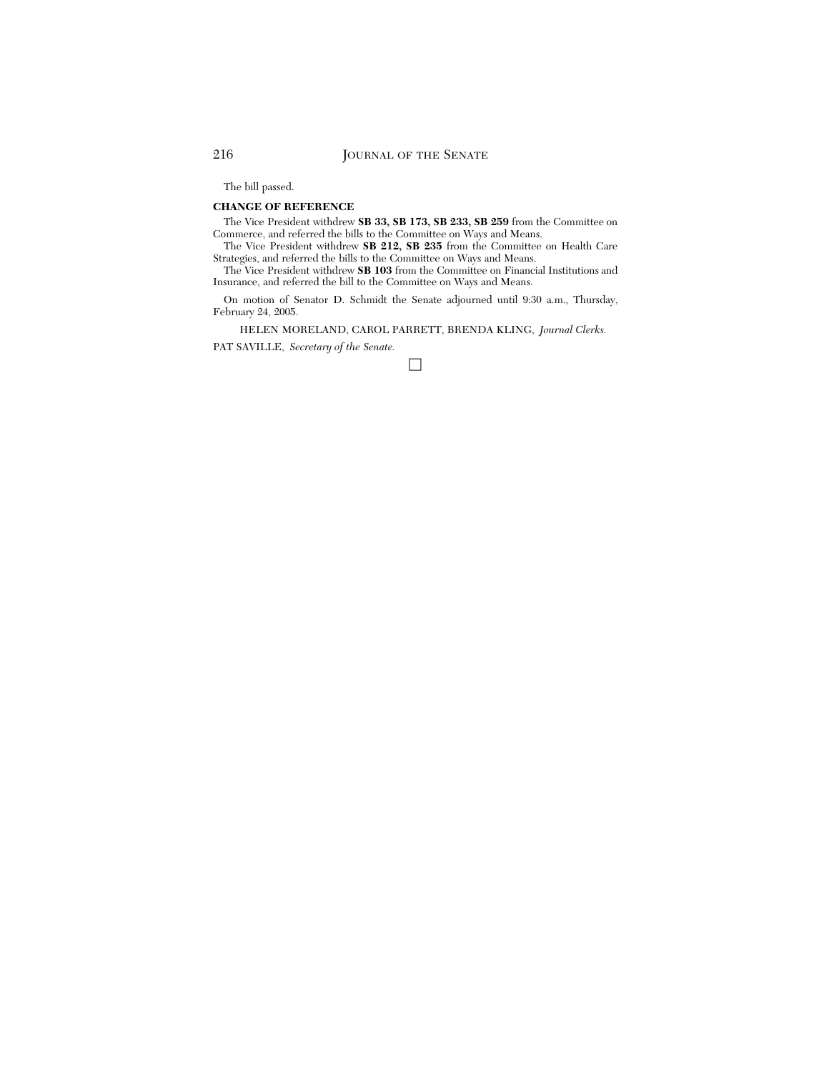The bill passed.

**CHANGE OF REFERENCE**

The Vice President withdrew **SB 33, SB 173, SB 233, SB 259** from the Committee on Commerce, and referred the bills to the Committee on Ways and Means.

The Vice President withdrew **SB 212, SB 235** from the Committee on Health Care Strategies, and referred the bills to the Committee on Ways and Means.

The Vice President withdrew **SB 103** from the Committee on Financial Institutions and Insurance, and referred the bill to the Committee on Ways and Means.

On motion of Senator D. Schmidt the Senate adjourned until 9:30 a.m., Thursday, February 24, 2005.

HELEN MORELAND, CAROL PARRETT, BRENDA KLING, *Journal Clerks.*

PAT SAVILLE, *Secretary of the Senate.*

☐